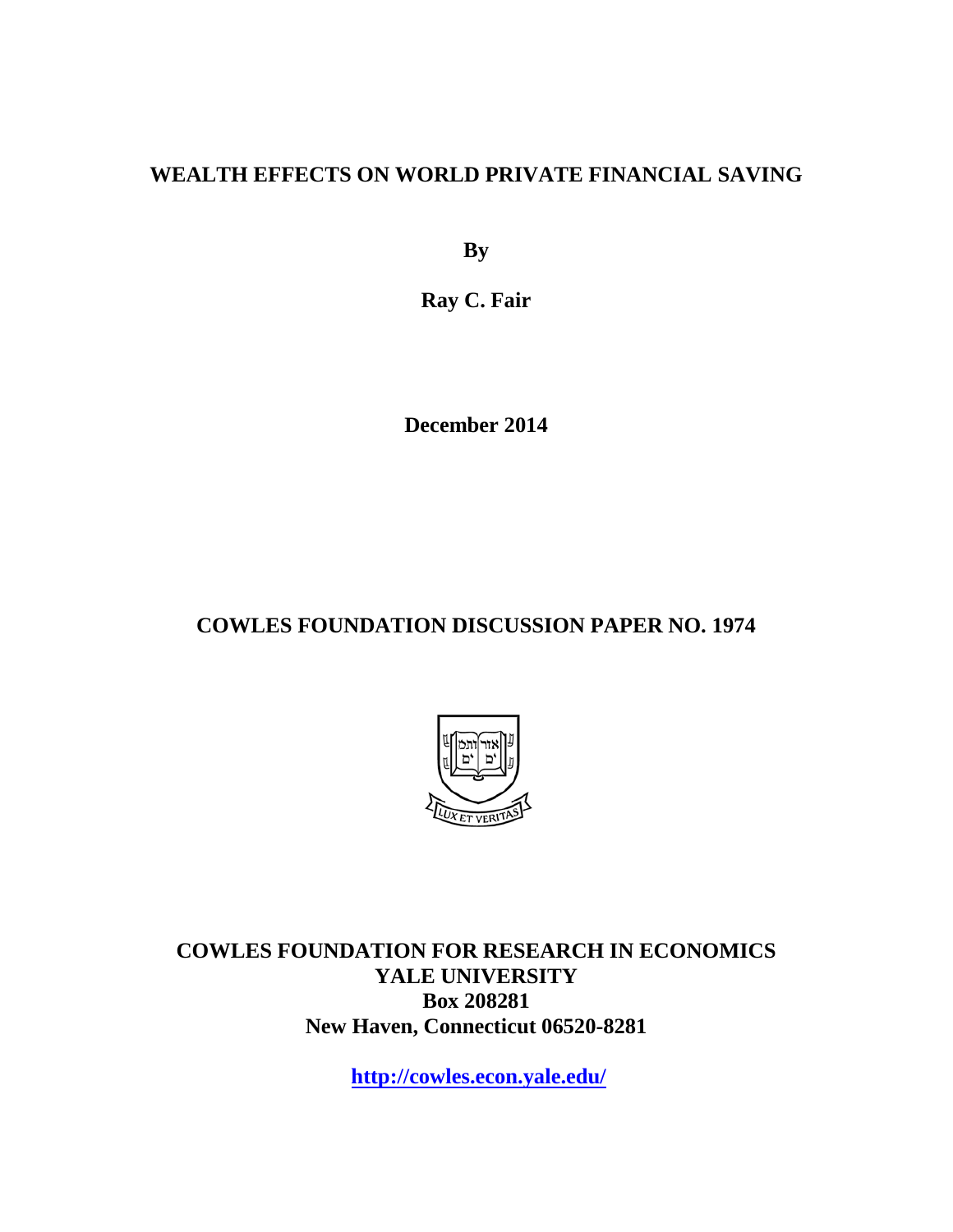# WEALTH EFFECTS ON WORLD PRIVATE FINANCIAL SAVING

**By**

**Ray C. Fair**

**December 2014**

## COWLES FOUNDATION DISCUSSION PAPER NO. 1974

**COWLES FOUNDATION FOR RESEARCH IN ECONOMICS**
**YALE UNIVERSITY**
**Box 208281**
**New Haven, Connecticut 06520-8281**

**http://cowles.econ.yale.edu/**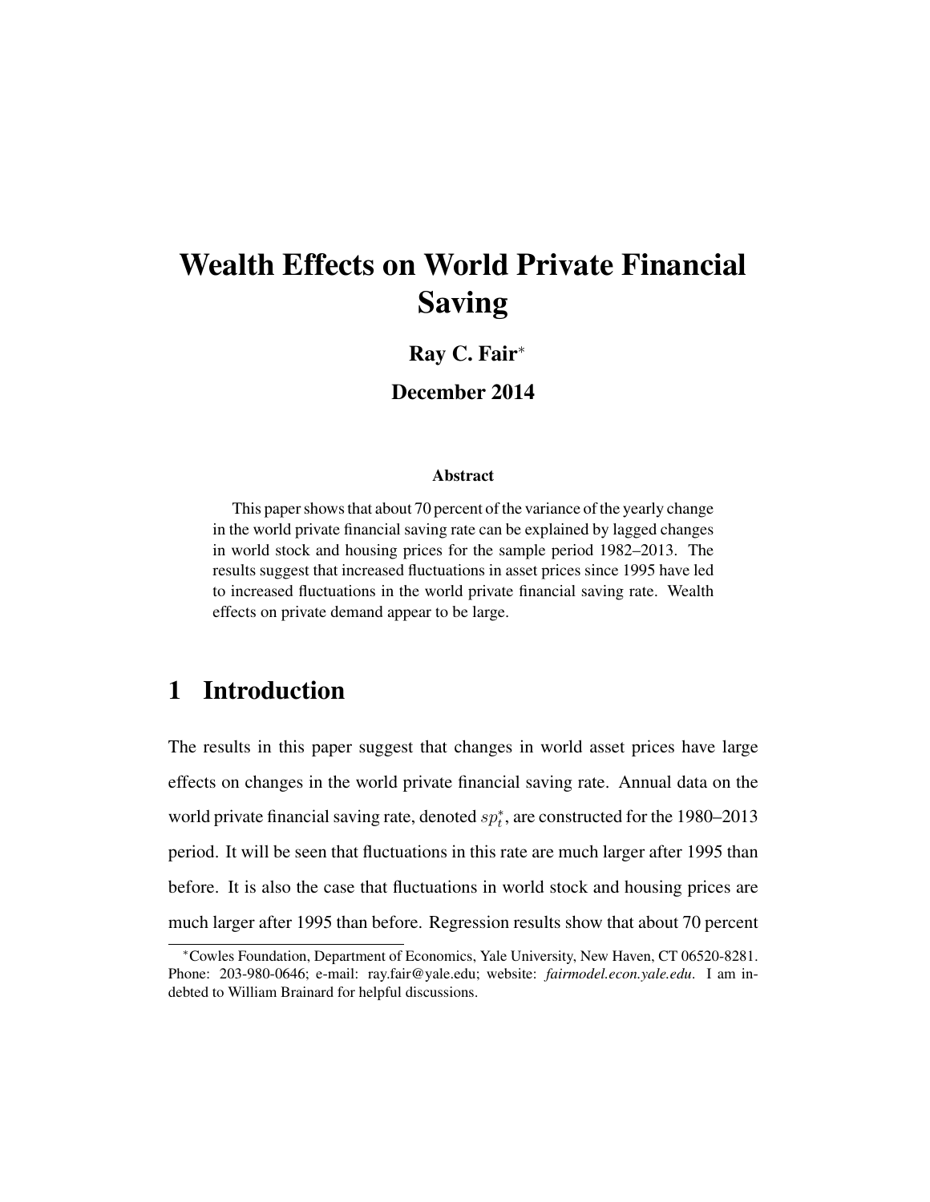// Page 2 transcription

# Wealth Effects on World Private Financial Saving

**Ray C. Fair***

**December 2014**

#### Abstract

This paper shows that about 70 percent of the variance of the yearly change in the world private financial saving rate can be explained by lagged changes in world stock and housing prices for the sample period 1982–2013. The results suggest that increased fluctuations in asset prices since 1995 have led to increased fluctuations in the world private financial saving rate. Wealth effects on private demand appear to be large.

## 1 Introduction

The results in this paper suggest that changes in world asset prices have large effects on changes in the world private financial saving rate. Annual data on the world private financial saving rate, denoted $sp^*_t$, are constructed for the 1980–2013 period. It will be seen that fluctuations in this rate are much larger after 1995 than before. It is also the case that fluctuations in world stock and housing prices are much larger after 1995 than before. Regression results show that about 70 percent

*Cowles Foundation, Department of Economics, Yale University, New Haven, CT 06520-8281. Phone: 203-980-0646; e-mail: ray.fair@yale.edu; website: *fairmodel.econ.yale.edu*. I am indebted to William Brainard for helpful discussions.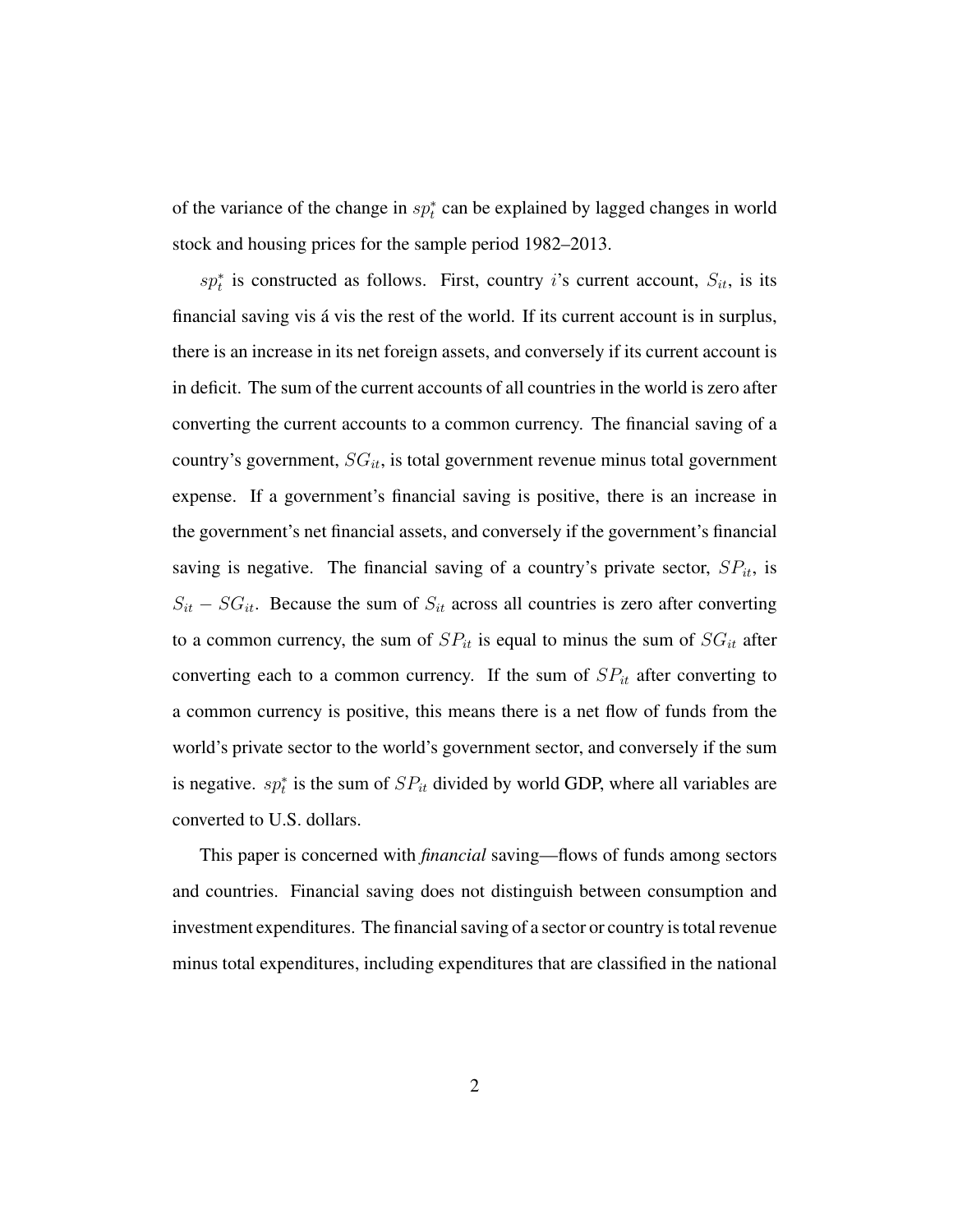of the variance of the change in $sp_t^*$ can be explained by lagged changes in world stock and housing prices for the sample period 1982–2013.

$sp_t^*$ is constructed as follows. First, country $i$'s current account, $S_{it}$, is its financial saving vis á vis the rest of the world. If its current account is in surplus, there is an increase in its net foreign assets, and conversely if its current account is in deficit. The sum of the current accounts of all countries in the world is zero after converting the current accounts to a common currency. The financial saving of a country's government, $SG_{it}$, is total government revenue minus total government expense. If a government's financial saving is positive, there is an increase in the government's net financial assets, and conversely if the government's financial saving is negative. The financial saving of a country's private sector, $SP_{it}$, is $S_{it} - SG_{it}$. Because the sum of $S_{it}$ across all countries is zero after converting to a common currency, the sum of $SP_{it}$ is equal to minus the sum of $SG_{it}$ after converting each to a common currency. If the sum of $SP_{it}$ after converting to a common currency is positive, this means there is a net flow of funds from the world's private sector to the world's government sector, and conversely if the sum is negative. $sp_t^*$ is the sum of $SP_{it}$ divided by world GDP, where all variables are converted to U.S. dollars.

This paper is concerned with *financial* saving—flows of funds among sectors and countries. Financial saving does not distinguish between consumption and investment expenditures. The financial saving of a sector or country is total revenue minus total expenditures, including expenditures that are classified in the national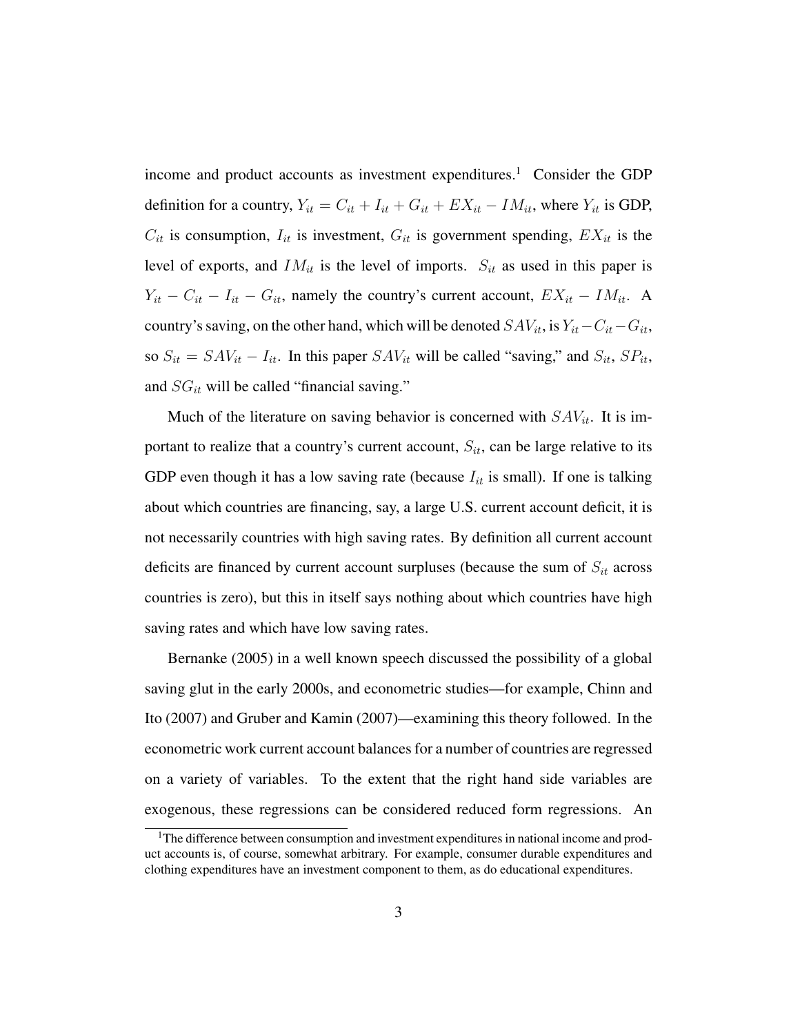income and product accounts as investment expenditures.[1] Consider the GDP definition for a country, $Y_{it} = C_{it} + I_{it} + G_{it} + EX_{it} - IM_{it}$, where $Y_{it}$ is GDP, $C_{it}$ is consumption, $I_{it}$ is investment, $G_{it}$ is government spending, $EX_{it}$ is the level of exports, and $IM_{it}$ is the level of imports. $S_{it}$ as used in this paper is $Y_{it} - C_{it} - I_{it} - G_{it}$, namely the country's current account, $EX_{it} - IM_{it}$. A country's saving, on the other hand, which will be denoted $SAV_{it}$, is $Y_{it} - C_{it} - G_{it}$, so $S_{it} = SAV_{it} - I_{it}$. In this paper $SAV_{it}$ will be called "saving," and $S_{it}$, $SP_{it}$, and $SG_{it}$ will be called "financial saving."

Much of the literature on saving behavior is concerned with $SAV_{it}$. It is important to realize that a country's current account, $S_{it}$, can be large relative to its GDP even though it has a low saving rate (because $I_{it}$ is small). If one is talking about which countries are financing, say, a large U.S. current account deficit, it is not necessarily countries with high saving rates. By definition all current account deficits are financed by current account surpluses (because the sum of $S_{it}$ across countries is zero), but this in itself says nothing about which countries have high saving rates and which have low saving rates.

Bernanke (2005) in a well known speech discussed the possibility of a global saving glut in the early 2000s, and econometric studies—for example, Chinn and Ito (2007) and Gruber and Kamin (2007)—examining this theory followed. In the econometric work current account balances for a number of countries are regressed on a variety of variables. To the extent that the right hand side variables are exogenous, these regressions can be considered reduced form regressions. An

[1] The difference between consumption and investment expenditures in national income and product accounts is, of course, somewhat arbitrary. For example, consumer durable expenditures and clothing expenditures have an investment component to them, as do educational expenditures.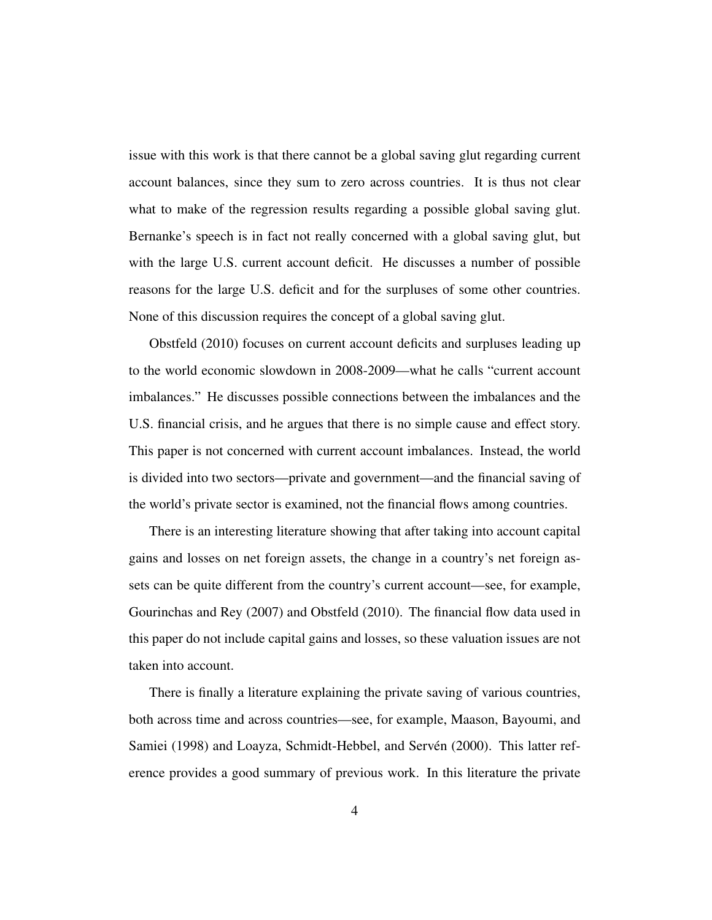issue with this work is that there cannot be a global saving glut regarding current account balances, since they sum to zero across countries. It is thus not clear what to make of the regression results regarding a possible global saving glut. Bernanke's speech is in fact not really concerned with a global saving glut, but with the large U.S. current account deficit. He discusses a number of possible reasons for the large U.S. deficit and for the surpluses of some other countries. None of this discussion requires the concept of a global saving glut.

Obstfeld (2010) focuses on current account deficits and surpluses leading up to the world economic slowdown in 2008-2009—what he calls "current account imbalances." He discusses possible connections between the imbalances and the U.S. financial crisis, and he argues that there is no simple cause and effect story. This paper is not concerned with current account imbalances. Instead, the world is divided into two sectors—private and government—and the financial saving of the world's private sector is examined, not the financial flows among countries.

There is an interesting literature showing that after taking into account capital gains and losses on net foreign assets, the change in a country's net foreign assets can be quite different from the country's current account—see, for example, Gourinchas and Rey (2007) and Obstfeld (2010). The financial flow data used in this paper do not include capital gains and losses, so these valuation issues are not taken into account.

There is finally a literature explaining the private saving of various countries, both across time and across countries—see, for example, Maason, Bayoumi, and Samiei (1998) and Loayza, Schmidt-Hebbel, and Servén (2000). This latter reference provides a good summary of previous work. In this literature the private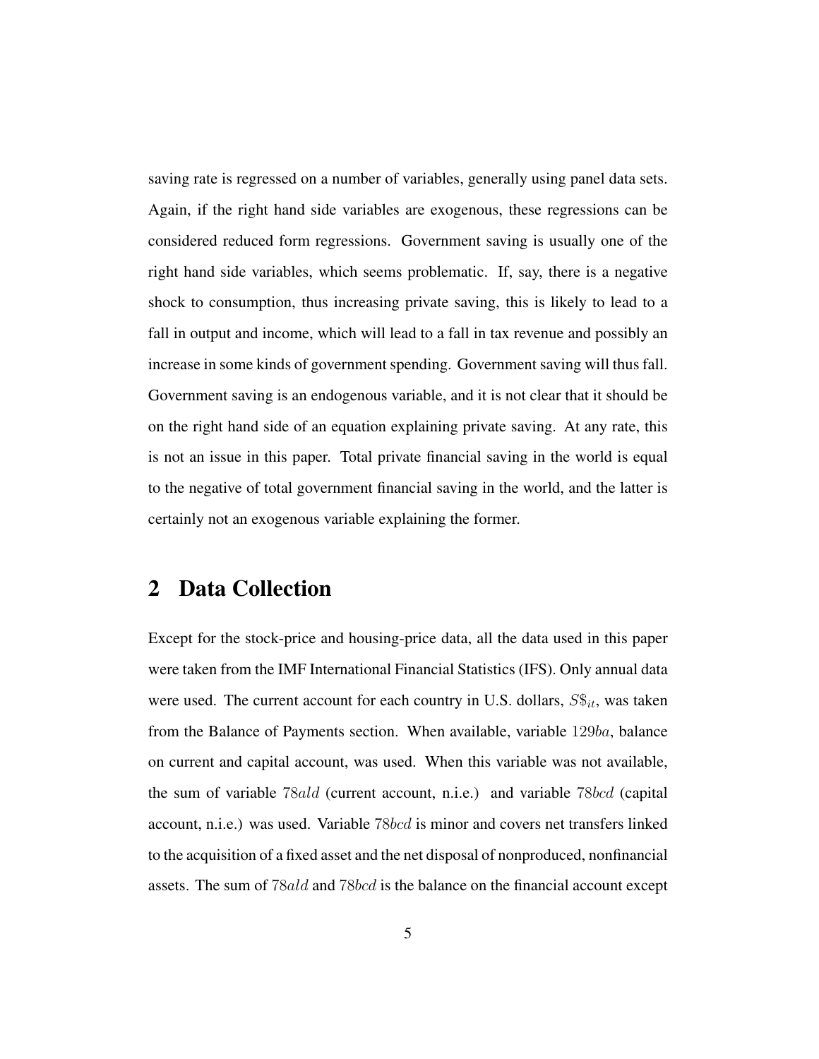saving rate is regressed on a number of variables, generally using panel data sets. Again, if the right hand side variables are exogenous, these regressions can be considered reduced form regressions. Government saving is usually one of the right hand side variables, which seems problematic. If, say, there is a negative shock to consumption, thus increasing private saving, this is likely to lead to a fall in output and income, which will lead to a fall in tax revenue and possibly an increase in some kinds of government spending. Government saving will thus fall. Government saving is an endogenous variable, and it is not clear that it should be on the right hand side of an equation explaining private saving. At any rate, this is not an issue in this paper. Total private financial saving in the world is equal to the negative of total government financial saving in the world, and the latter is certainly not an exogenous variable explaining the former.

## 2 Data Collection

Except for the stock-price and housing-price data, all the data used in this paper were taken from the IMF International Financial Statistics (IFS). Only annual data were used. The current account for each country in U.S. dollars, $S\$_{it}$, was taken from the Balance of Payments section. When available, variable $129ba$, balance on current and capital account, was used. When this variable was not available, the sum of variable $78ald$ (current account, n.i.e.) and variable $78bcd$ (capital account, n.i.e.) was used. Variable $78bcd$ is minor and covers net transfers linked to the acquisition of a fixed asset and the net disposal of nonproduced, nonfinancial assets. The sum of $78ald$ and $78bcd$ is the balance on the financial account except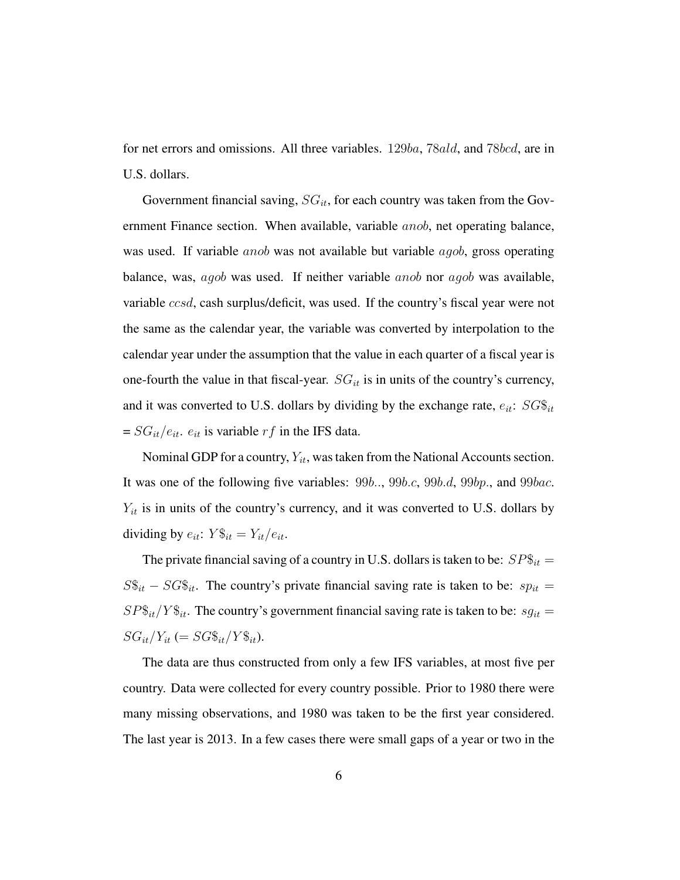for net errors and omissions. All three variables. $129ba$, $78ald$, and $78bcd$, are in U.S. dollars.

Government financial saving, $SG_{it}$, for each country was taken from the Government Finance section. When available, variable $anob$, net operating balance, was used. If variable $anob$ was not available but variable $agob$, gross operating balance, was, $agob$ was used. If neither variable $anob$ nor $agob$ was available, variable $ccsd$, cash surplus/deficit, was used. If the country's fiscal year were not the same as the calendar year, the variable was converted by interpolation to the calendar year under the assumption that the value in each quarter of a fiscal year is one-fourth the value in that fiscal-year. $SG_{it}$ is in units of the country's currency, and it was converted to U.S. dollars by dividing by the exchange rate, $e_{it}$: $SG\$_{it}$ = $SG_{it}/e_{it}$. $e_{it}$ is variable $rf$ in the IFS data.

Nominal GDP for a country, $Y_{it}$, was taken from the National Accounts section. It was one of the following five variables: $99b..$, $99b.c$, $99b.d$, $99bp.$, and $99bac$. $Y_{it}$ is in units of the country's currency, and it was converted to U.S. dollars by dividing by $e_{it}$: $Y\$_{it} = Y_{it}/e_{it}$.

The private financial saving of a country in U.S. dollars is taken to be: $SP\$_{it} = S\$_{it} - SG\$_{it}$. The country's private financial saving rate is taken to be: $sp_{it} = SP\$_{it}/Y\$_{it}$. The country's government financial saving rate is taken to be: $sg_{it} = SG_{it}/Y_{it}$ ($= SG\$_{it}/Y\$_{it}$).

The data are thus constructed from only a few IFS variables, at most five per country. Data were collected for every country possible. Prior to 1980 there were many missing observations, and 1980 was taken to be the first year considered. The last year is 2013. In a few cases there were small gaps of a year or two in the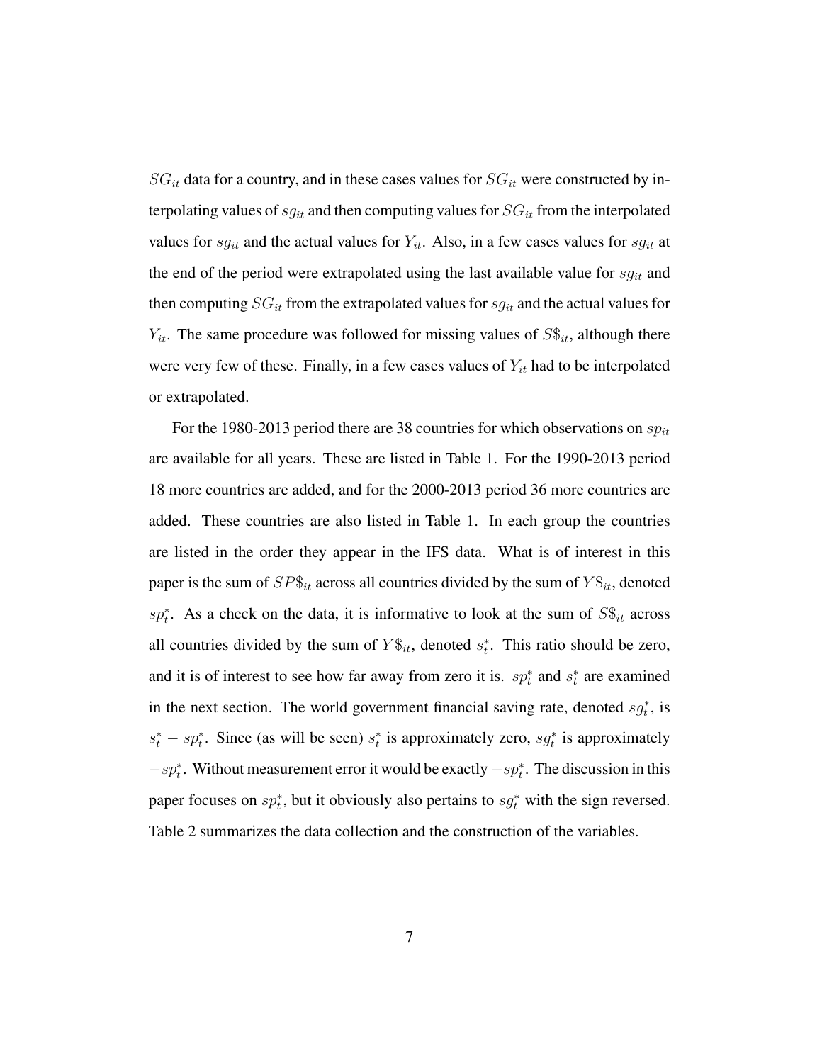$SG_{it}$ data for a country, and in these cases values for $SG_{it}$ were constructed by interpolating values of $sg_{it}$ and then computing values for $SG_{it}$ from the interpolated values for $sg_{it}$ and the actual values for $Y_{it}$. Also, in a few cases values for $sg_{it}$ at the end of the period were extrapolated using the last available value for $sg_{it}$ and then computing $SG_{it}$ from the extrapolated values for $sg_{it}$ and the actual values for $Y_{it}$. The same procedure was followed for missing values of $S\$_{it}$, although there were very few of these. Finally, in a few cases values of $Y_{it}$ had to be interpolated or extrapolated.

For the 1980-2013 period there are 38 countries for which observations on $sp_{it}$ are available for all years. These are listed in Table 1. For the 1990-2013 period 18 more countries are added, and for the 2000-2013 period 36 more countries are added. These countries are also listed in Table 1. In each group the countries are listed in the order they appear in the IFS data. What is of interest in this paper is the sum of $SP\$_{it}$ across all countries divided by the sum of $Y\$_{it}$, denoted $sp_t^*$. As a check on the data, it is informative to look at the sum of $S\$_{it}$ across all countries divided by the sum of $Y\$_{it}$, denoted $s_t^*$. This ratio should be zero, and it is of interest to see how far away from zero it is. $sp_t^*$ and $s_t^*$ are examined in the next section. The world government financial saving rate, denoted $sg_t^*$, is $s_t^* - sp_t^*$. Since (as will be seen) $s_t^*$ is approximately zero, $sg_t^*$ is approximately $-sp_t^*$. Without measurement error it would be exactly $-sp_t^*$. The discussion in this paper focuses on $sp_t^*$, but it obviously also pertains to $sg_t^*$ with the sign reversed. Table 2 summarizes the data collection and the construction of the variables.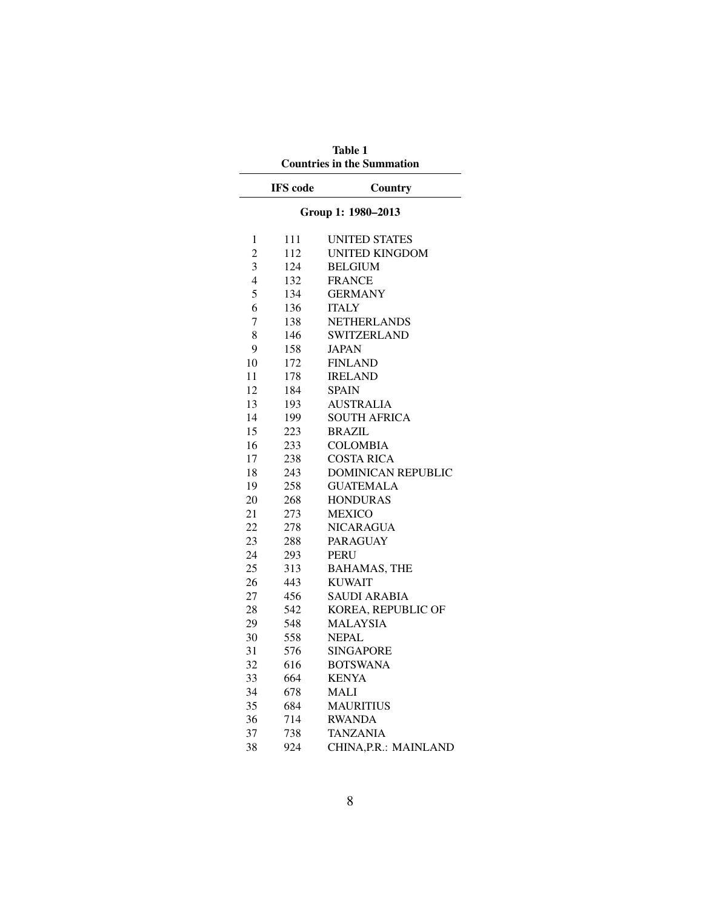**Table 1**
**Countries in the Summation**

| | IFS code | Country |
|---|---|---|
| | | **Group 1: 1980–2013** |
| 1 | 111 | UNITED STATES |
| 2 | 112 | UNITED KINGDOM |
| 3 | 124 | BELGIUM |
| 4 | 132 | FRANCE |
| 5 | 134 | GERMANY |
| 6 | 136 | ITALY |
| 7 | 138 | NETHERLANDS |
| 8 | 146 | SWITZERLAND |
| 9 | 158 | JAPAN |
| 10 | 172 | FINLAND |
| 11 | 178 | IRELAND |
| 12 | 184 | SPAIN |
| 13 | 193 | AUSTRALIA |
| 14 | 199 | SOUTH AFRICA |
| 15 | 223 | BRAZIL |
| 16 | 233 | COLOMBIA |
| 17 | 238 | COSTA RICA |
| 18 | 243 | DOMINICAN REPUBLIC |
| 19 | 258 | GUATEMALA |
| 20 | 268 | HONDURAS |
| 21 | 273 | MEXICO |
| 22 | 278 | NICARAGUA |
| 23 | 288 | PARAGUAY |
| 24 | 293 | PERU |
| 25 | 313 | BAHAMAS, THE |
| 26 | 443 | KUWAIT |
| 27 | 456 | SAUDI ARABIA |
| 28 | 542 | KOREA, REPUBLIC OF |
| 29 | 548 | MALAYSIA |
| 30 | 558 | NEPAL |
| 31 | 576 | SINGAPORE |
| 32 | 616 | BOTSWANA |
| 33 | 664 | KENYA |
| 34 | 678 | MALI |
| 35 | 684 | MAURITIUS |
| 36 | 714 | RWANDA |
| 37 | 738 | TANZANIA |
| 38 | 924 | CHINA,P.R.: MAINLAND |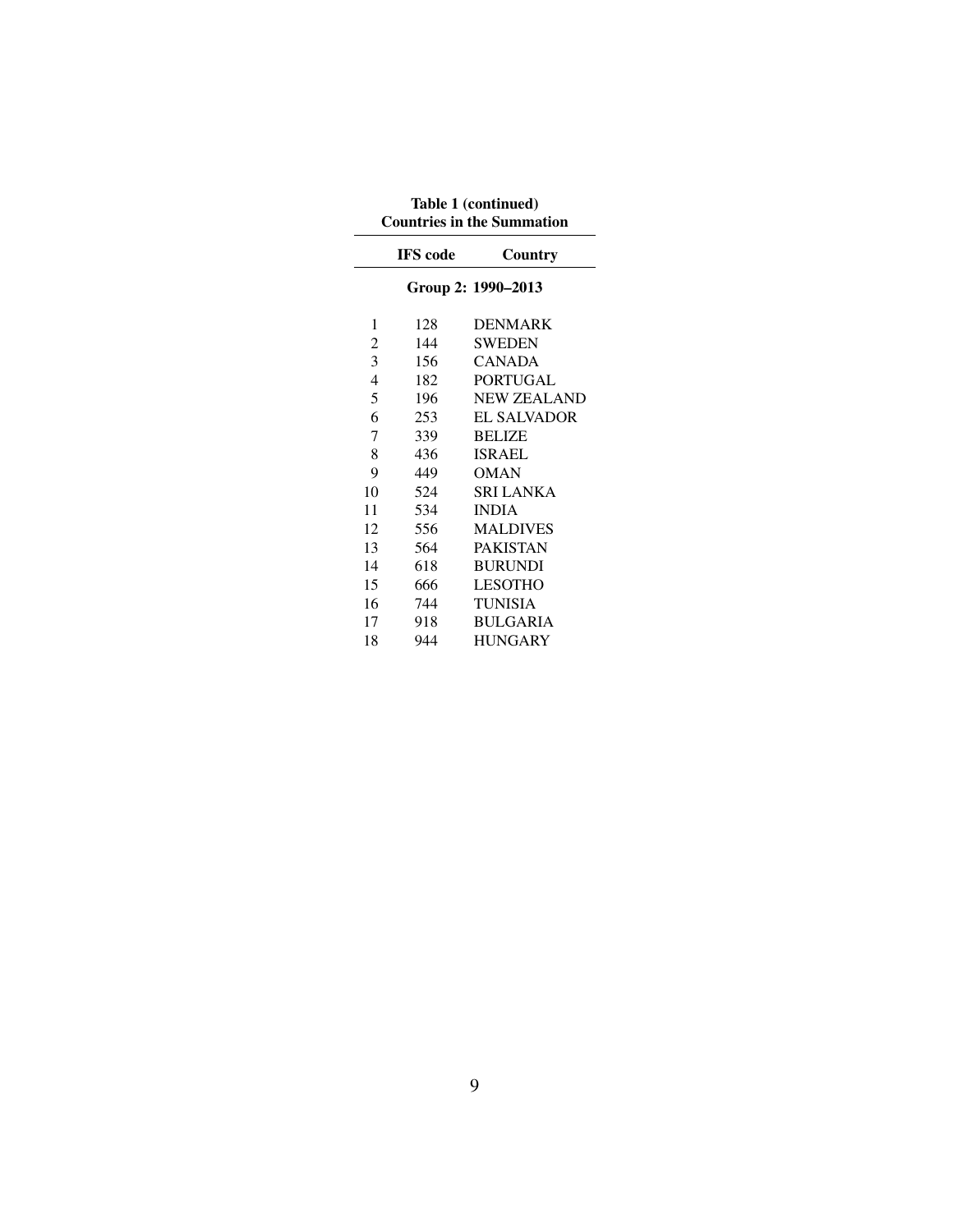**Table 1 (continued)**
**Countries in the Summation**

| | IFS code | Country |
|---|---|---|
| | **Group 2: 1990–2013** | |
| 1 | 128 | DENMARK |
| 2 | 144 | SWEDEN |
| 3 | 156 | CANADA |
| 4 | 182 | PORTUGAL |
| 5 | 196 | NEW ZEALAND |
| 6 | 253 | EL SALVADOR |
| 7 | 339 | BELIZE |
| 8 | 436 | ISRAEL |
| 9 | 449 | OMAN |
| 10 | 524 | SRI LANKA |
| 11 | 534 | INDIA |
| 12 | 556 | MALDIVES |
| 13 | 564 | PAKISTAN |
| 14 | 618 | BURUNDI |
| 15 | 666 | LESOTHO |
| 16 | 744 | TUNISIA |
| 17 | 918 | BULGARIA |
| 18 | 944 | HUNGARY |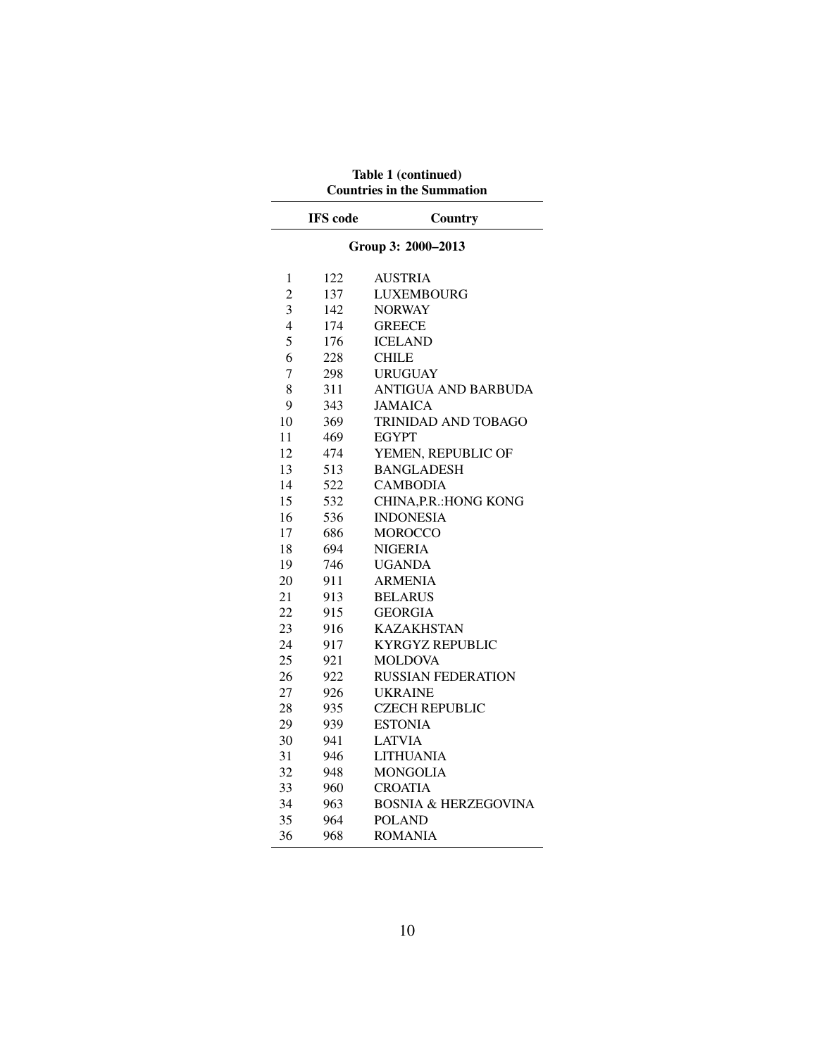**Table 1 (continued)**
**Countries in the Summation**

| | IFS code | Country |
|---|---|---|
| | | **Group 3: 2000–2013** |
| 1 | 122 | AUSTRIA |
| 2 | 137 | LUXEMBOURG |
| 3 | 142 | NORWAY |
| 4 | 174 | GREECE |
| 5 | 176 | ICELAND |
| 6 | 228 | CHILE |
| 7 | 298 | URUGUAY |
| 8 | 311 | ANTIGUA AND BARBUDA |
| 9 | 343 | JAMAICA |
| 10 | 369 | TRINIDAD AND TOBAGO |
| 11 | 469 | EGYPT |
| 12 | 474 | YEMEN, REPUBLIC OF |
| 13 | 513 | BANGLADESH |
| 14 | 522 | CAMBODIA |
| 15 | 532 | CHINA,P.R.:HONG KONG |
| 16 | 536 | INDONESIA |
| 17 | 686 | MOROCCO |
| 18 | 694 | NIGERIA |
| 19 | 746 | UGANDA |
| 20 | 911 | ARMENIA |
| 21 | 913 | BELARUS |
| 22 | 915 | GEORGIA |
| 23 | 916 | KAZAKHSTAN |
| 24 | 917 | KYRGYZ REPUBLIC |
| 25 | 921 | MOLDOVA |
| 26 | 922 | RUSSIAN FEDERATION |
| 27 | 926 | UKRAINE |
| 28 | 935 | CZECH REPUBLIC |
| 29 | 939 | ESTONIA |
| 30 | 941 | LATVIA |
| 31 | 946 | LITHUANIA |
| 32 | 948 | MONGOLIA |
| 33 | 960 | CROATIA |
| 34 | 963 | BOSNIA & HERZEGOVINA |
| 35 | 964 | POLAND |
| 36 | 968 | ROMANIA |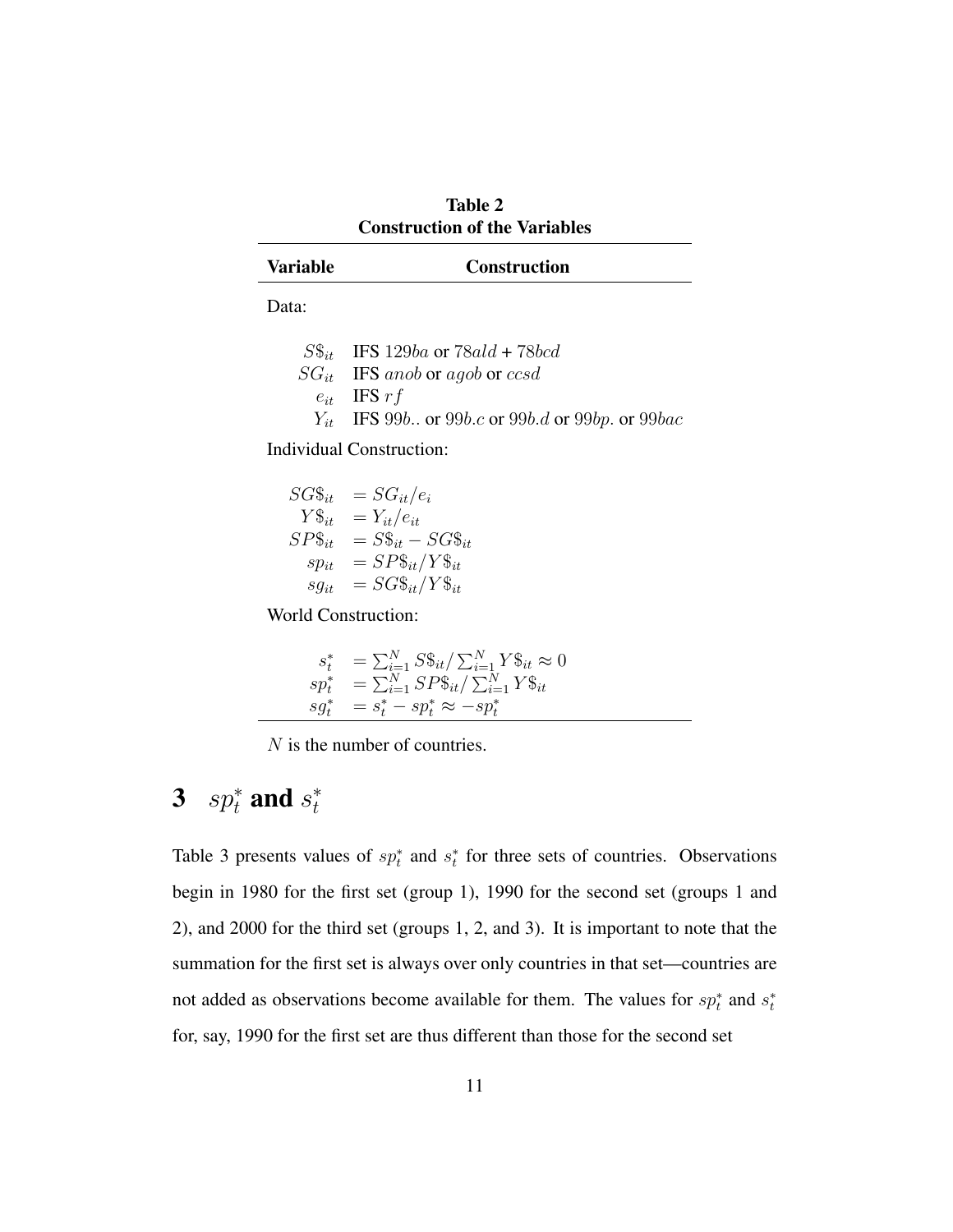**Table 2**
**Construction of the Variables**

| Variable | Construction |
|---|---|
| Data: | |
| $S\$_{it}$ | IFS $129ba$ or $78ald$ + $78bcd$ |
| $SG_{it}$ | IFS $anob$ or $agob$ or $ccsd$ |
| $e_{it}$ | IFS $rf$ |
| $Y_{it}$ | IFS $99b..$ or $99b.c$ or $99b.d$ or $99bp.$ or $99bac$ |
| Individual Construction: | |
| $SG\$_{it}$ | $= SG_{it}/e_i$ |
| $Y\$_{it}$ | $= Y_{it}/e_{it}$ |
| $SP\$_{it}$ | $= S\$_{it} - SG\$_{it}$ |
| $sp_{it}$ | $= SP\$_{it}/Y\$_{it}$ |
| $sg_{it}$ | $= SG\$_{it}/Y\$_{it}$ |
| World Construction: | |
| $s^*_t$ | $= \sum_{i=1}^{N} S\$_{it} / \sum_{i=1}^{N} Y\$_{it} \approx 0$ |
| $sp^*_t$ | $= \sum_{i=1}^{N} SP\$_{it} / \sum_{i=1}^{N} Y\$_{it}$ |
| $sg^*_t$ | $= s^*_t - sp^*_t \approx -sp^*_t$ |

$N$ is the number of countries.

# 3 $sp^*_t$ and $s^*_t$

Table 3 presents values of $sp^*_t$ and $s^*_t$ for three sets of countries. Observations begin in 1980 for the first set (group 1), 1990 for the second set (groups 1 and 2), and 2000 for the third set (groups 1, 2, and 3). It is important to note that the summation for the first set is always over only countries in that set—countries are not added as observations become available for them. The values for $sp^*_t$ and $s^*_t$ for, say, 1990 for the first set are thus different than those for the second set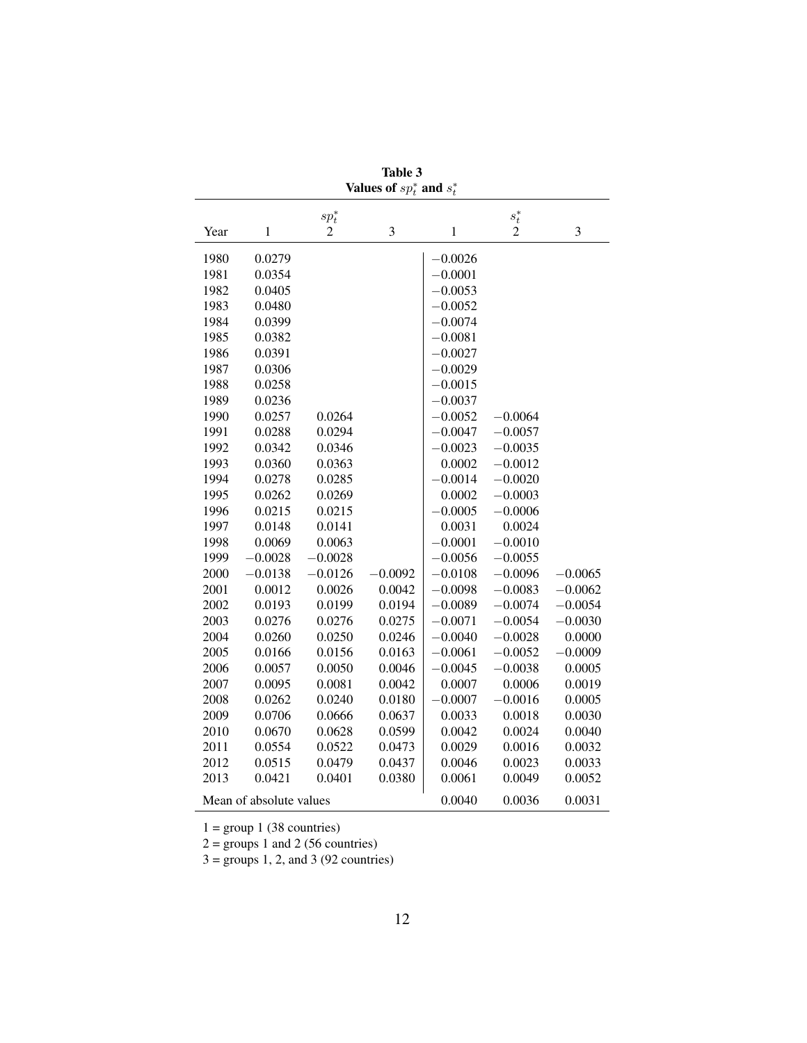**Table 3**
**Values of $sp_t^*$ and $s_t^*$**

| Year | $sp_t^*$ 1 | $sp_t^*$ 2 | $sp_t^*$ 3 | $s_t^*$ 1 | $s_t^*$ 2 | $s_t^*$ 3 |
|---|---|---|---|---|---|---|
| 1980 | 0.0279 | | | −0.0026 | | |
| 1981 | 0.0354 | | | −0.0001 | | |
| 1982 | 0.0405 | | | −0.0053 | | |
| 1983 | 0.0480 | | | −0.0052 | | |
| 1984 | 0.0399 | | | −0.0074 | | |
| 1985 | 0.0382 | | | −0.0081 | | |
| 1986 | 0.0391 | | | −0.0027 | | |
| 1987 | 0.0306 | | | −0.0029 | | |
| 1988 | 0.0258 | | | −0.0015 | | |
| 1989 | 0.0236 | | | −0.0037 | | |
| 1990 | 0.0257 | 0.0264 | | −0.0052 | −0.0064 | |
| 1991 | 0.0288 | 0.0294 | | −0.0047 | −0.0057 | |
| 1992 | 0.0342 | 0.0346 | | −0.0023 | −0.0035 | |
| 1993 | 0.0360 | 0.0363 | | 0.0002 | −0.0012 | |
| 1994 | 0.0278 | 0.0285 | | −0.0014 | −0.0020 | |
| 1995 | 0.0262 | 0.0269 | | 0.0002 | −0.0003 | |
| 1996 | 0.0215 | 0.0215 | | −0.0005 | −0.0006 | |
| 1997 | 0.0148 | 0.0141 | | 0.0031 | 0.0024 | |
| 1998 | 0.0069 | 0.0063 | | −0.0001 | −0.0010 | |
| 1999 | −0.0028 | −0.0028 | | −0.0056 | −0.0055 | |
| 2000 | −0.0138 | −0.0126 | −0.0092 | −0.0108 | −0.0096 | −0.0065 |
| 2001 | 0.0012 | 0.0026 | 0.0042 | −0.0098 | −0.0083 | −0.0062 |
| 2002 | 0.0193 | 0.0199 | 0.0194 | −0.0089 | −0.0074 | −0.0054 |
| 2003 | 0.0276 | 0.0276 | 0.0275 | −0.0071 | −0.0054 | −0.0030 |
| 2004 | 0.0260 | 0.0250 | 0.0246 | −0.0040 | −0.0028 | 0.0000 |
| 2005 | 0.0166 | 0.0156 | 0.0163 | −0.0061 | −0.0052 | −0.0009 |
| 2006 | 0.0057 | 0.0050 | 0.0046 | −0.0045 | −0.0038 | 0.0005 |
| 2007 | 0.0095 | 0.0081 | 0.0042 | 0.0007 | 0.0006 | 0.0019 |
| 2008 | 0.0262 | 0.0240 | 0.0180 | −0.0007 | −0.0016 | 0.0005 |
| 2009 | 0.0706 | 0.0666 | 0.0637 | 0.0033 | 0.0018 | 0.0030 |
| 2010 | 0.0670 | 0.0628 | 0.0599 | 0.0042 | 0.0024 | 0.0040 |
| 2011 | 0.0554 | 0.0522 | 0.0473 | 0.0029 | 0.0016 | 0.0032 |
| 2012 | 0.0515 | 0.0479 | 0.0437 | 0.0046 | 0.0023 | 0.0033 |
| 2013 | 0.0421 | 0.0401 | 0.0380 | 0.0061 | 0.0049 | 0.0052 |
| Mean of absolute values | | | | 0.0040 | 0.0036 | 0.0031 |

1 = group 1 (38 countries)

2 = groups 1 and 2 (56 countries)

3 = groups 1, 2, and 3 (92 countries)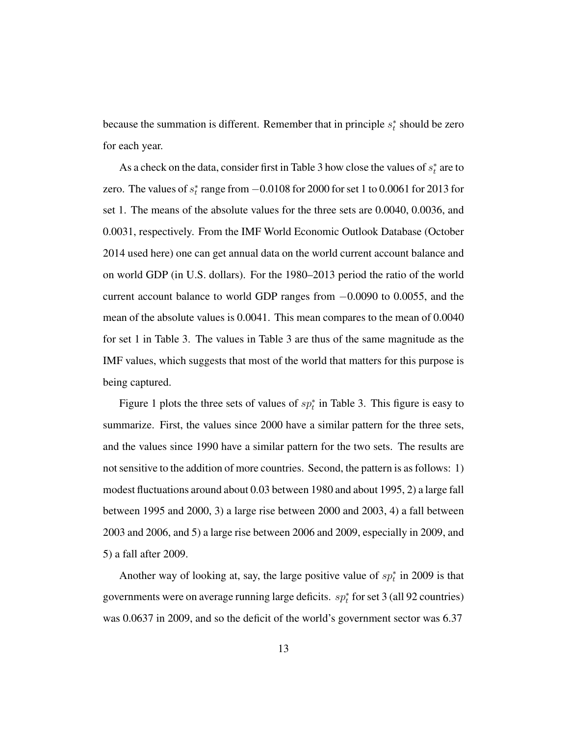because the summation is different. Remember that in principle $s_t^*$ should be zero for each year.

As a check on the data, consider first in Table 3 how close the values of $s_t^*$ are to zero. The values of $s_t^*$ range from $-0.0108$ for 2000 for set 1 to 0.0061 for 2013 for set 1. The means of the absolute values for the three sets are 0.0040, 0.0036, and 0.0031, respectively. From the IMF World Economic Outlook Database (October 2014 used here) one can get annual data on the world current account balance and on world GDP (in U.S. dollars). For the 1980–2013 period the ratio of the world current account balance to world GDP ranges from $-0.0090$ to 0.0055, and the mean of the absolute values is 0.0041. This mean compares to the mean of 0.0040 for set 1 in Table 3. The values in Table 3 are thus of the same magnitude as the IMF values, which suggests that most of the world that matters for this purpose is being captured.

Figure 1 plots the three sets of values of $sp_t^*$ in Table 3. This figure is easy to summarize. First, the values since 2000 have a similar pattern for the three sets, and the values since 1990 have a similar pattern for the two sets. The results are not sensitive to the addition of more countries. Second, the pattern is as follows: 1) modest fluctuations around about 0.03 between 1980 and about 1995, 2) a large fall between 1995 and 2000, 3) a large rise between 2000 and 2003, 4) a fall between 2003 and 2006, and 5) a large rise between 2006 and 2009, especially in 2009, and 5) a fall after 2009.

Another way of looking at, say, the large positive value of $sp_t^*$ in 2009 is that governments were on average running large deficits. $sp_t^*$ for set 3 (all 92 countries) was 0.0637 in 2009, and so the deficit of the world's government sector was 6.37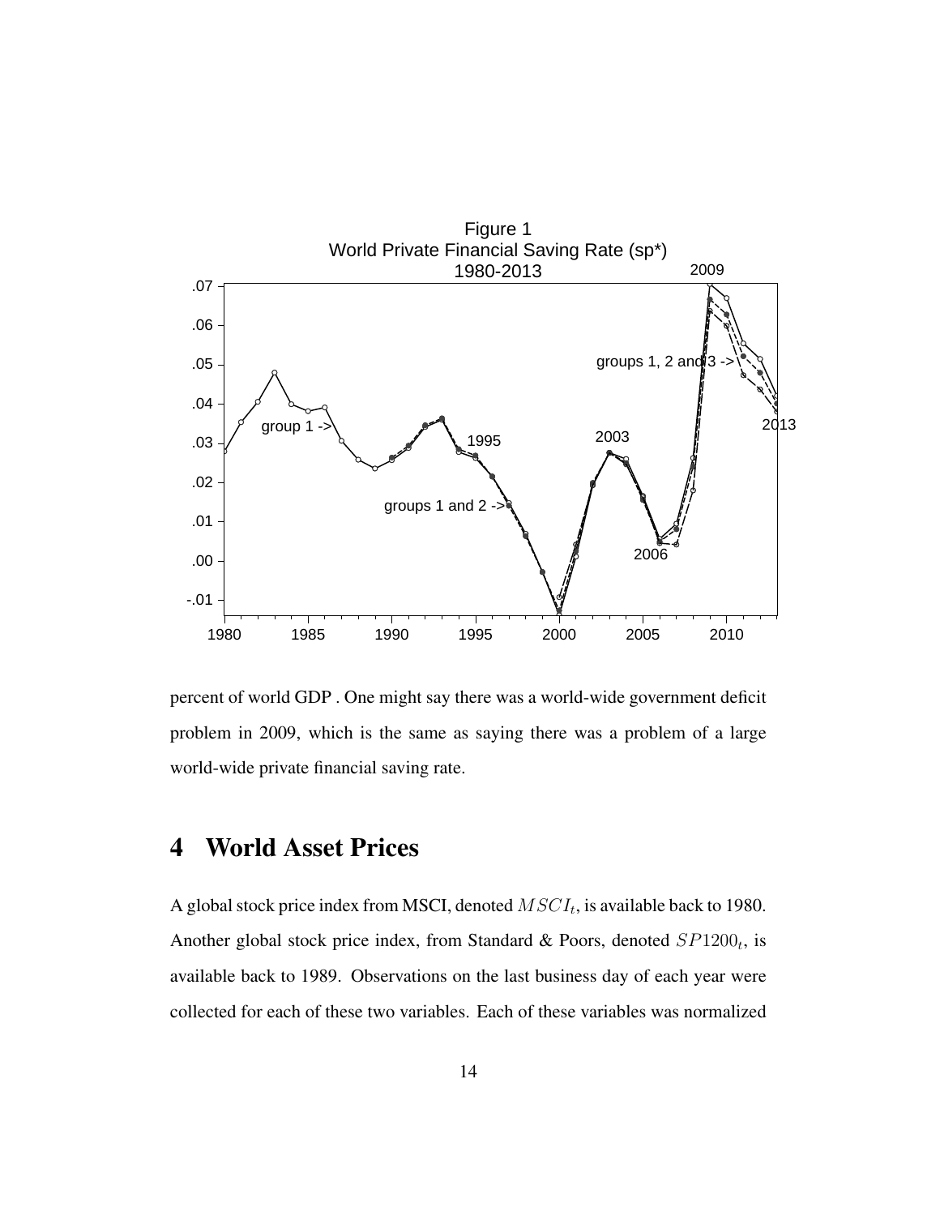Figure 1
World Private Financial Saving Rate (sp*)
1980-2013

percent of world GDP . One might say there was a world-wide government deficit problem in 2009, which is the same as saying there was a problem of a large world-wide private financial saving rate.

# 4 World Asset Prices

A global stock price index from MSCI, denoted $MSCI_t$, is available back to 1980. Another global stock price index, from Standard & Poors, denoted $SP1200_t$, is available back to 1989. Observations on the last business day of each year were collected for each of these two variables. Each of these variables was normalized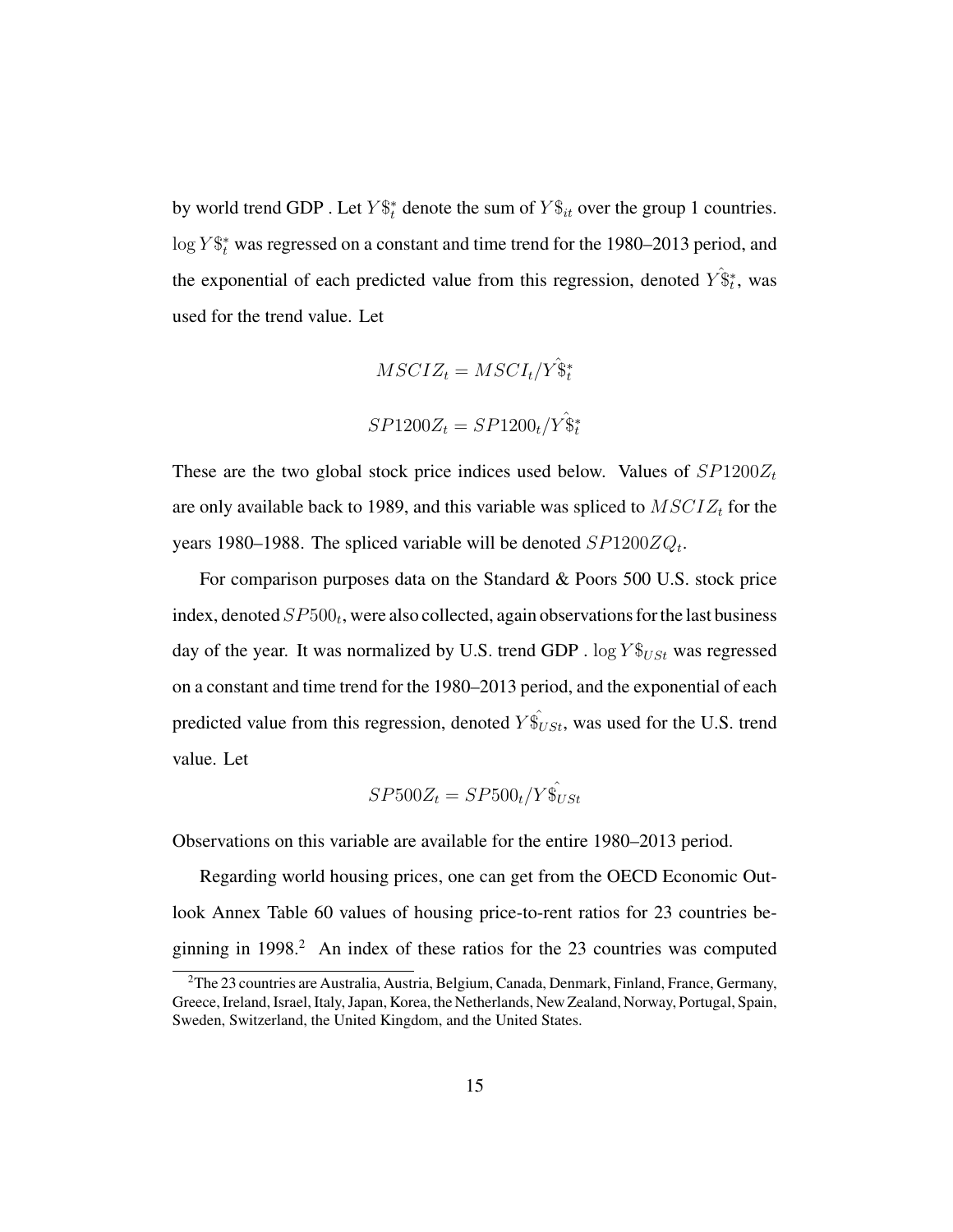by world trend GDP . Let $Y\$^*_t$ denote the sum of $Y\$_{it}$ over the group 1 countries. $\log Y\$^*_t$ was regressed on a constant and time trend for the 1980–2013 period, and the exponential of each predicted value from this regression, denoted $\hat{Y\$}^*_t$, was used for the trend value. Let

$$MSCIZ_t = MSCI_t / \hat{Y\$}^*_t$$

$$SP1200Z_t = SP1200_t / \hat{Y\$}^*_t$$

These are the two global stock price indices used below. Values of $SP1200Z_t$ are only available back to 1989, and this variable was spliced to $MSCIZ_t$ for the years 1980–1988. The spliced variable will be denoted $SP1200ZQ_t$.

For comparison purposes data on the Standard & Poors 500 U.S. stock price index, denoted $SP500_t$, were also collected, again observations for the last business day of the year. It was normalized by U.S. trend GDP . $\log Y\$_{USt}$ was regressed on a constant and time trend for the 1980–2013 period, and the exponential of each predicted value from this regression, denoted $\hat{Y\$}_{USt}$, was used for the U.S. trend value. Let

$$SP500Z_t = SP500_t / \hat{Y\$}_{USt}$$

Observations on this variable are available for the entire 1980–2013 period.

Regarding world housing prices, one can get from the OECD Economic Outlook Annex Table 60 values of housing price-to-rent ratios for 23 countries beginning in 1998.[2] An index of these ratios for the 23 countries was computed

[2] The 23 countries are Australia, Austria, Belgium, Canada, Denmark, Finland, France, Germany, Greece, Ireland, Israel, Italy, Japan, Korea, the Netherlands, New Zealand, Norway, Portugal, Spain, Sweden, Switzerland, the United Kingdom, and the United States.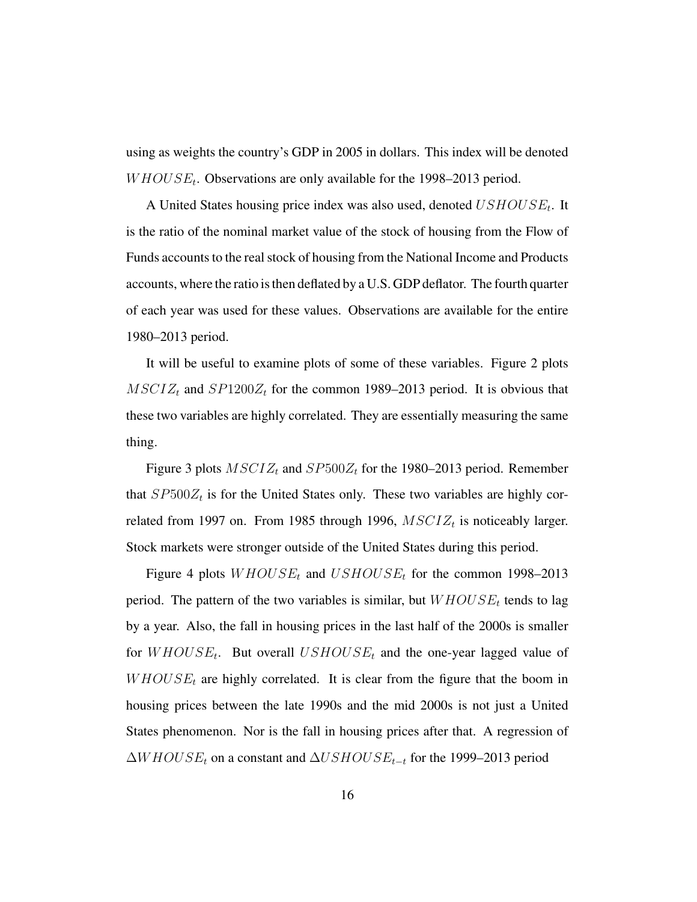using as weights the country's GDP in 2005 in dollars. This index will be denoted $WHOUSE_t$. Observations are only available for the 1998–2013 period.

A United States housing price index was also used, denoted $USHOUSE_t$. It is the ratio of the nominal market value of the stock of housing from the Flow of Funds accounts to the real stock of housing from the National Income and Products accounts, where the ratio is then deflated by a U.S. GDP deflator. The fourth quarter of each year was used for these values. Observations are available for the entire 1980–2013 period.

It will be useful to examine plots of some of these variables. Figure 2 plots $MSCIZ_t$ and $SP1200Z_t$ for the common 1989–2013 period. It is obvious that these two variables are highly correlated. They are essentially measuring the same thing.

Figure 3 plots $MSCIZ_t$ and $SP500Z_t$ for the 1980–2013 period. Remember that $SP500Z_t$ is for the United States only. These two variables are highly correlated from 1997 on. From 1985 through 1996, $MSCIZ_t$ is noticeably larger. Stock markets were stronger outside of the United States during this period.

Figure 4 plots $WHOUSE_t$ and $USHOUSE_t$ for the common 1998–2013 period. The pattern of the two variables is similar, but $WHOUSE_t$ tends to lag by a year. Also, the fall in housing prices in the last half of the 2000s is smaller for $WHOUSE_t$. But overall $USHOUSE_t$ and the one-year lagged value of $WHOUSE_t$ are highly correlated. It is clear from the figure that the boom in housing prices between the late 1990s and the mid 2000s is not just a United States phenomenon. Nor is the fall in housing prices after that. A regression of $\Delta WHOUSE_t$ on a constant and $\Delta USHOUSE_{t-t}$ for the 1999–2013 period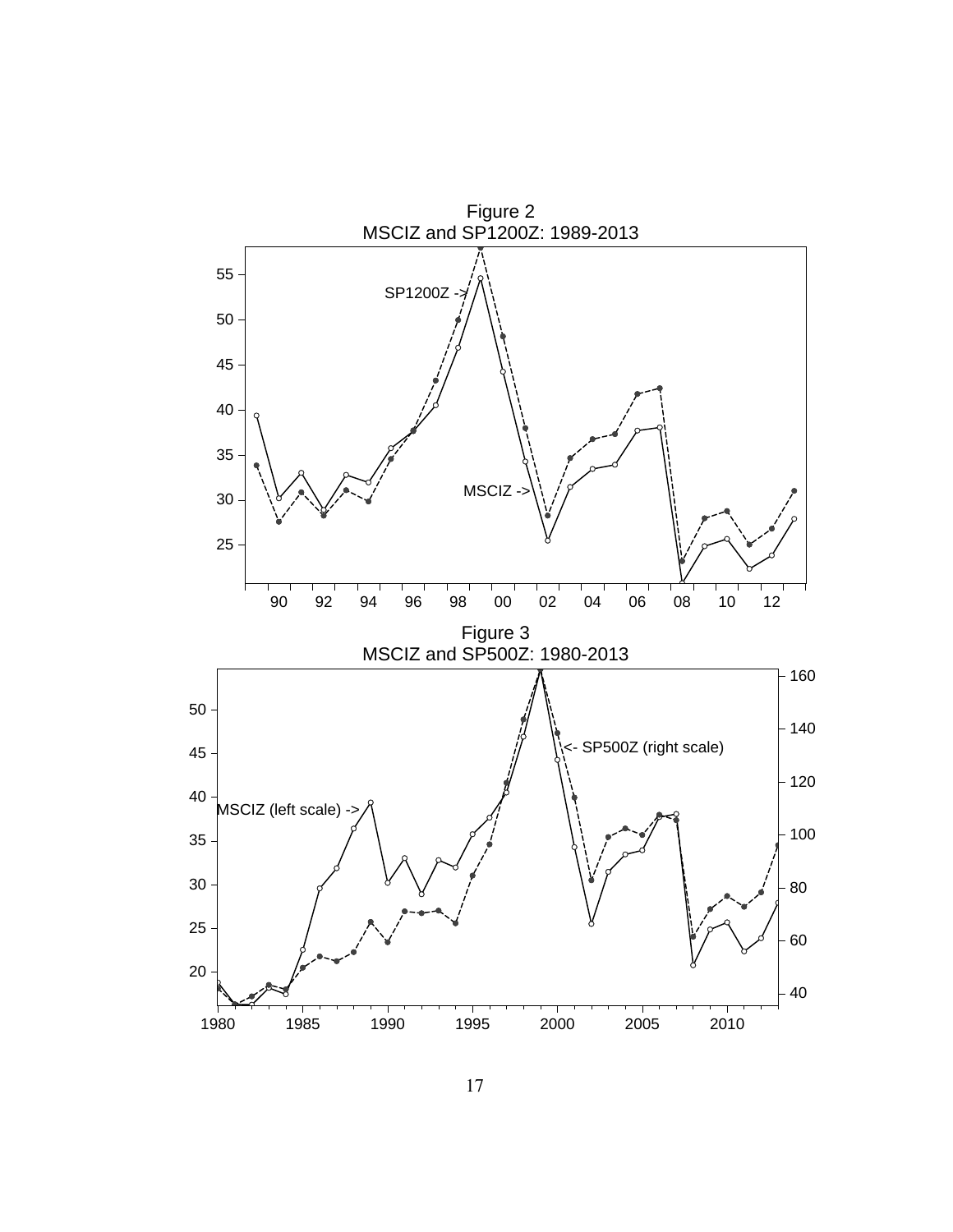Figure 2
MSCIZ and SP1200Z: 1989-2013

Figure 3
MSCIZ and SP500Z: 1980-2013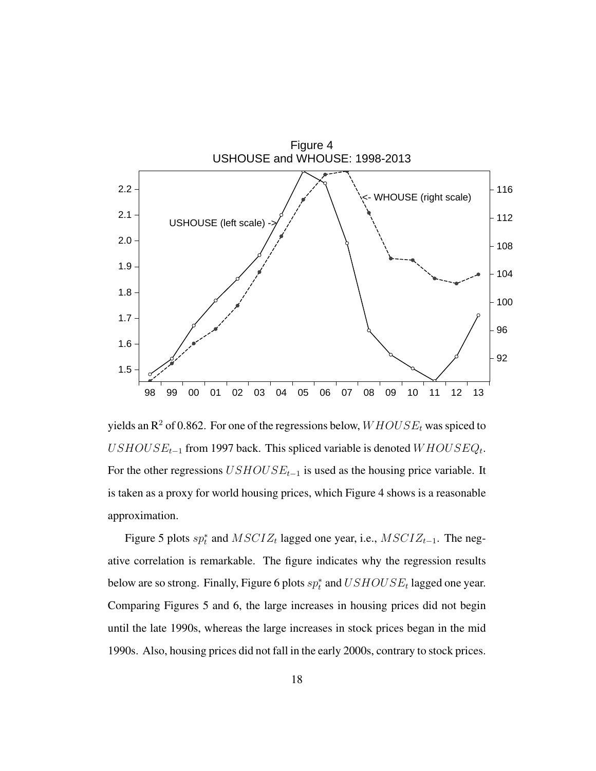Figure 4
USHOUSE and WHOUSE: 1998-2013

yields an $R^2$ of 0.862. For one of the regressions below, $WHOUSE_t$ was spiced to $USHOUSE_{t-1}$ from 1997 back. This spliced variable is denoted $WHOUSEQ_t$. For the other regressions $USHOUSE_{t-1}$ is used as the housing price variable. It is taken as a proxy for world housing prices, which Figure 4 shows is a reasonable approximation.

Figure 5 plots $sp_t^*$ and $MSCIZ_t$ lagged one year, i.e., $MSCIZ_{t-1}$. The negative correlation is remarkable. The figure indicates why the regression results below are so strong. Finally, Figure 6 plots $sp_t^*$ and $USHOUSE_t$ lagged one year. Comparing Figures 5 and 6, the large increases in housing prices did not begin until the late 1990s, whereas the large increases in stock prices began in the mid 1990s. Also, housing prices did not fall in the early 2000s, contrary to stock prices.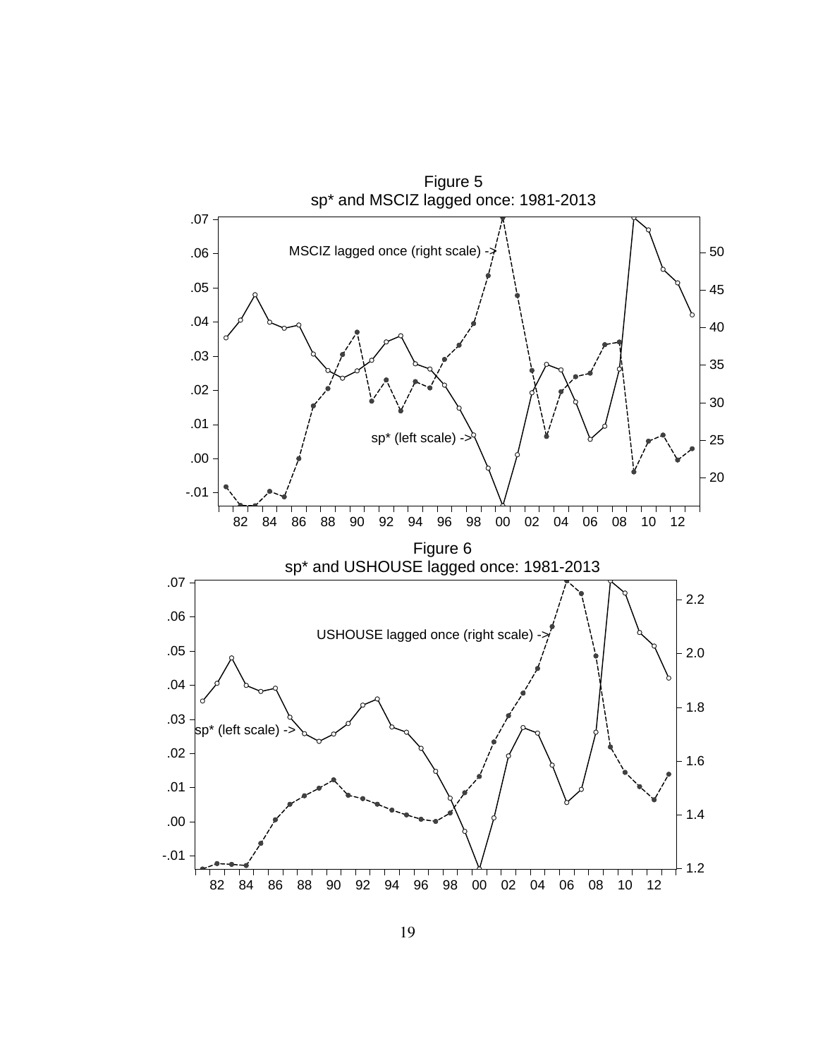Figure 5
sp* and MSCIZ lagged once: 1981-2013

Figure 6
sp* and USHOUSE lagged once: 1981-2013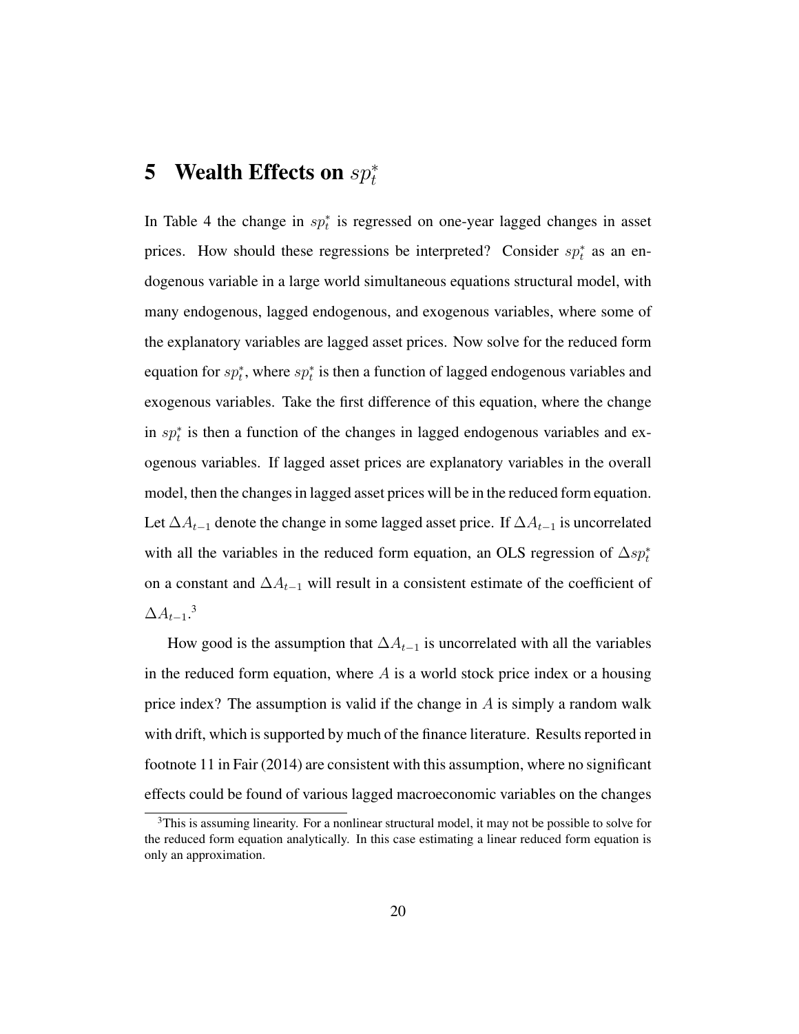# 5 Wealth Effects on $sp_t^*$

In Table 4 the change in $sp_t^*$ is regressed on one-year lagged changes in asset prices. How should these regressions be interpreted? Consider $sp_t^*$ as an endogenous variable in a large world simultaneous equations structural model, with many endogenous, lagged endogenous, and exogenous variables, where some of the explanatory variables are lagged asset prices. Now solve for the reduced form equation for $sp_t^*$, where $sp_t^*$ is then a function of lagged endogenous variables and exogenous variables. Take the first difference of this equation, where the change in $sp_t^*$ is then a function of the changes in lagged endogenous variables and exogenous variables. If lagged asset prices are explanatory variables in the overall model, then the changes in lagged asset prices will be in the reduced form equation. Let $\Delta A_{t-1}$ denote the change in some lagged asset price. If $\Delta A_{t-1}$ is uncorrelated with all the variables in the reduced form equation, an OLS regression of $\Delta sp_t^*$ on a constant and $\Delta A_{t-1}$ will result in a consistent estimate of the coefficient of $\Delta A_{t-1}$.[3]

How good is the assumption that $\Delta A_{t-1}$ is uncorrelated with all the variables in the reduced form equation, where $A$ is a world stock price index or a housing price index? The assumption is valid if the change in $A$ is simply a random walk with drift, which is supported by much of the finance literature. Results reported in footnote 11 in Fair (2014) are consistent with this assumption, where no significant effects could be found of various lagged macroeconomic variables on the changes

[3] This is assuming linearity. For a nonlinear structural model, it may not be possible to solve for the reduced form equation analytically. In this case estimating a linear reduced form equation is only an approximation.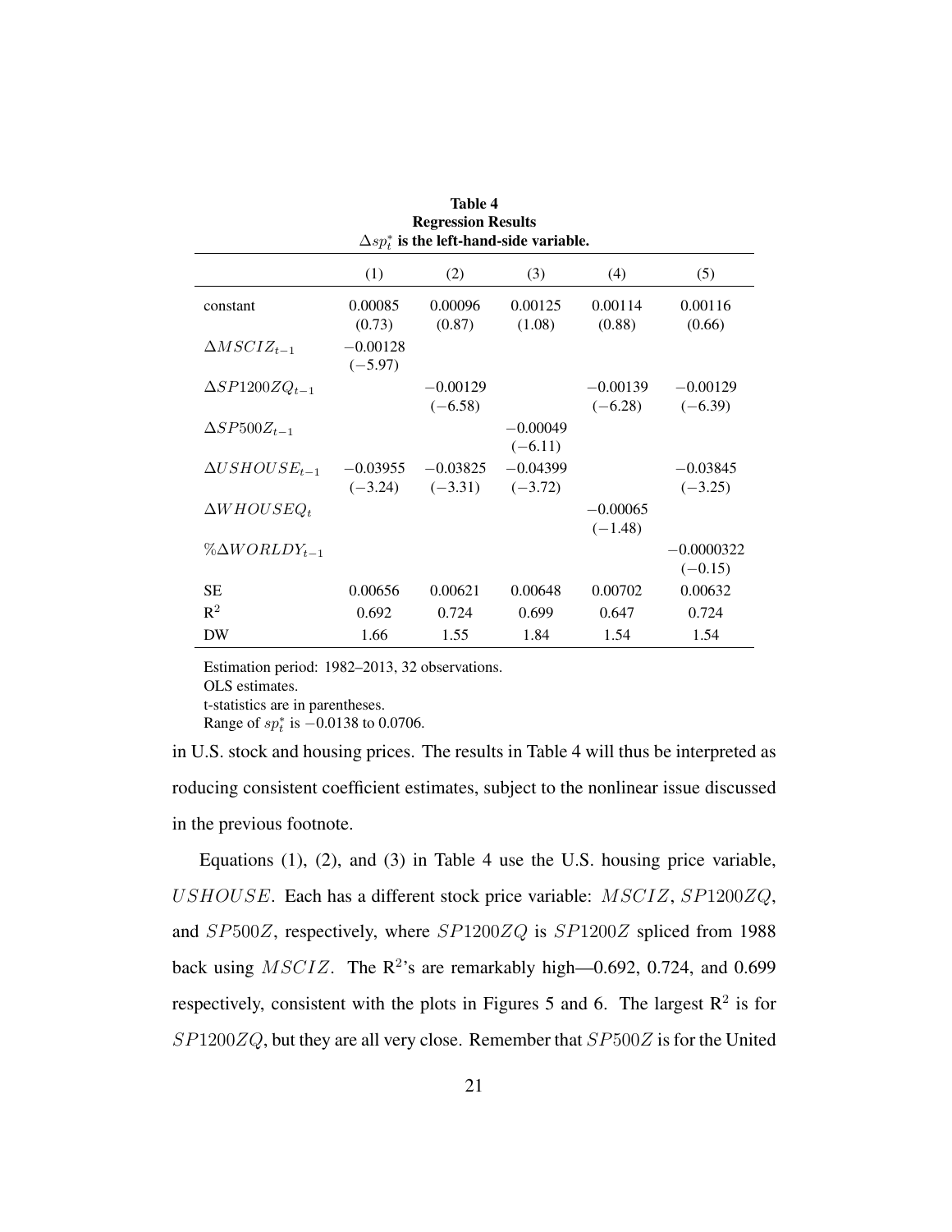**Table 4**
**Regression Results**
**$\Delta sp_t^*$ is the left-hand-side variable.**

| | (1) | (2) | (3) | (4) | (5) |
|---|---|---|---|---|---|
| constant | 0.00085 (0.73) | 0.00096 (0.87) | 0.00125 (1.08) | 0.00114 (0.88) | 0.00116 (0.66) |
| $\Delta MSCIZ_{t-1}$ | $-0.00128$ $(-5.97)$ | | | | |
| $\Delta SP1200ZQ_{t-1}$ | | $-0.00129$ $(-6.58)$ | | $-0.00139$ $(-6.28)$ | $-0.00129$ $(-6.39)$ |
| $\Delta SP500Z_{t-1}$ | | | $-0.00049$ $(-6.11)$ | | |
| $\Delta USHOUSE_{t-1}$ | $-0.03955$ $(-3.24)$ | $-0.03825$ $(-3.31)$ | $-0.04399$ $(-3.72)$ | | $-0.03845$ $(-3.25)$ |
| $\Delta WHOUSEQ_t$ | | | | $-0.00065$ $(-1.48)$ | |
| $\%\Delta WORLDY_{t-1}$ | | | | | $-0.0000322$ $(-0.15)$ |
| SE | 0.00656 | 0.00621 | 0.00648 | 0.00702 | 0.00632 |
| $R^2$ | 0.692 | 0.724 | 0.699 | 0.647 | 0.724 |
| DW | 1.66 | 1.55 | 1.84 | 1.54 | 1.54 |

Estimation period: 1982–2013, 32 observations.
OLS estimates.
t-statistics are in parentheses.
Range of $sp_t^*$ is $-0.0138$ to 0.0706.

in U.S. stock and housing prices. The results in Table 4 will thus be interpreted as roducing consistent coefficient estimates, subject to the nonlinear issue discussed in the previous footnote.

Equations (1), (2), and (3) in Table 4 use the U.S. housing price variable, $USHOUSE$. Each has a different stock price variable: $MSCIZ$, $SP1200ZQ$, and $SP500Z$, respectively, where $SP1200ZQ$ is $SP1200Z$ spliced from 1988 back using $MSCIZ$. The $R^2$'s are remarkably high—0.692, 0.724, and 0.699 respectively, consistent with the plots in Figures 5 and 6. The largest $R^2$ is for $SP1200ZQ$, but they are all very close. Remember that $SP500Z$ is for the United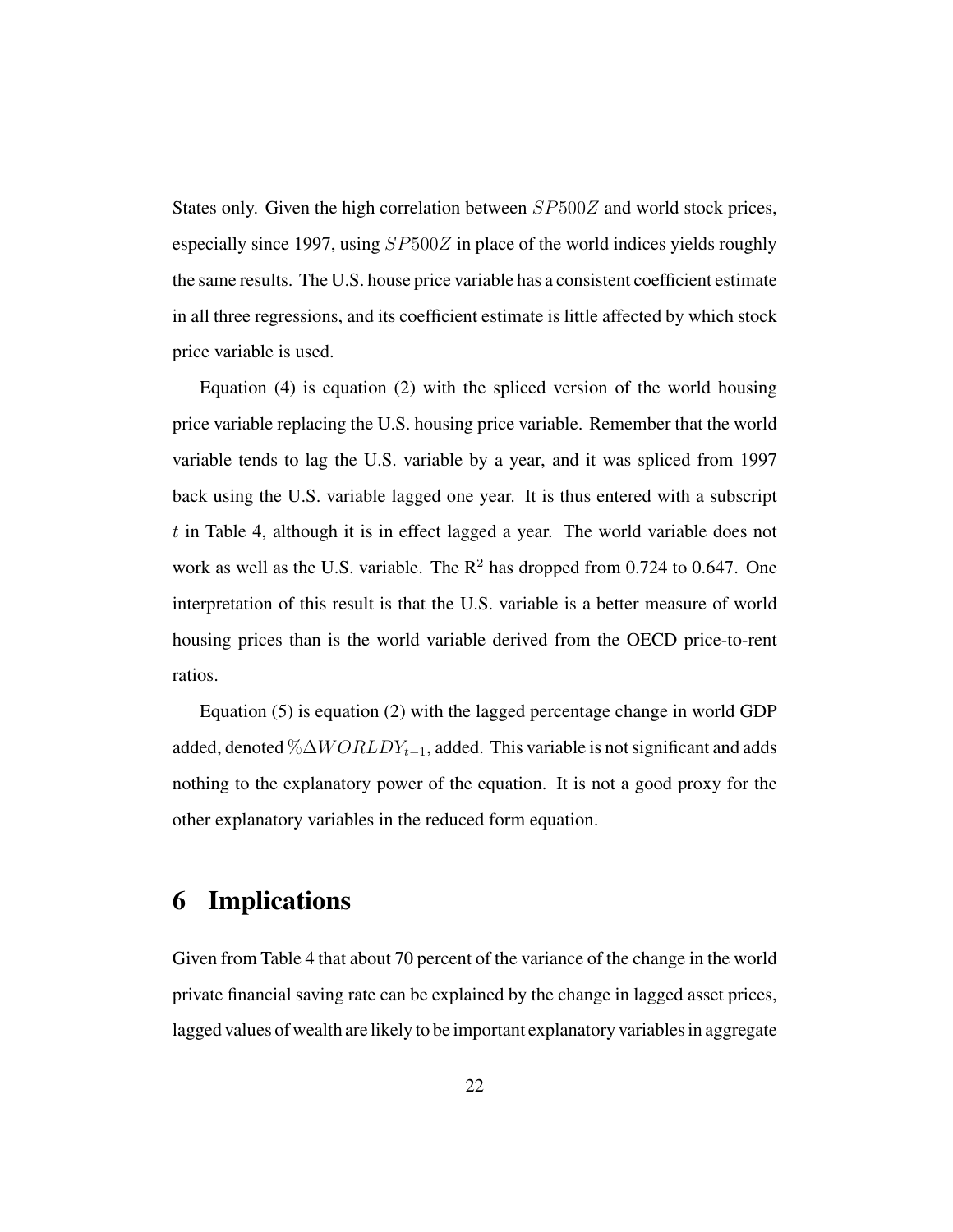States only. Given the high correlation between $SP500Z$ and world stock prices, especially since 1997, using $SP500Z$ in place of the world indices yields roughly the same results. The U.S. house price variable has a consistent coefficient estimate in all three regressions, and its coefficient estimate is little affected by which stock price variable is used.

Equation (4) is equation (2) with the spliced version of the world housing price variable replacing the U.S. housing price variable. Remember that the world variable tends to lag the U.S. variable by a year, and it was spliced from 1997 back using the U.S. variable lagged one year. It is thus entered with a subscript $t$ in Table 4, although it is in effect lagged a year. The world variable does not work as well as the U.S. variable. The $R^2$ has dropped from 0.724 to 0.647. One interpretation of this result is that the U.S. variable is a better measure of world housing prices than is the world variable derived from the OECD price-to-rent ratios.

Equation (5) is equation (2) with the lagged percentage change in world GDP added, denoted $\%\Delta WORLDY_{t-1}$, added. This variable is not significant and adds nothing to the explanatory power of the equation. It is not a good proxy for the other explanatory variables in the reduced form equation.

## 6 Implications

Given from Table 4 that about 70 percent of the variance of the change in the world private financial saving rate can be explained by the change in lagged asset prices, lagged values of wealth are likely to be important explanatory variables in aggregate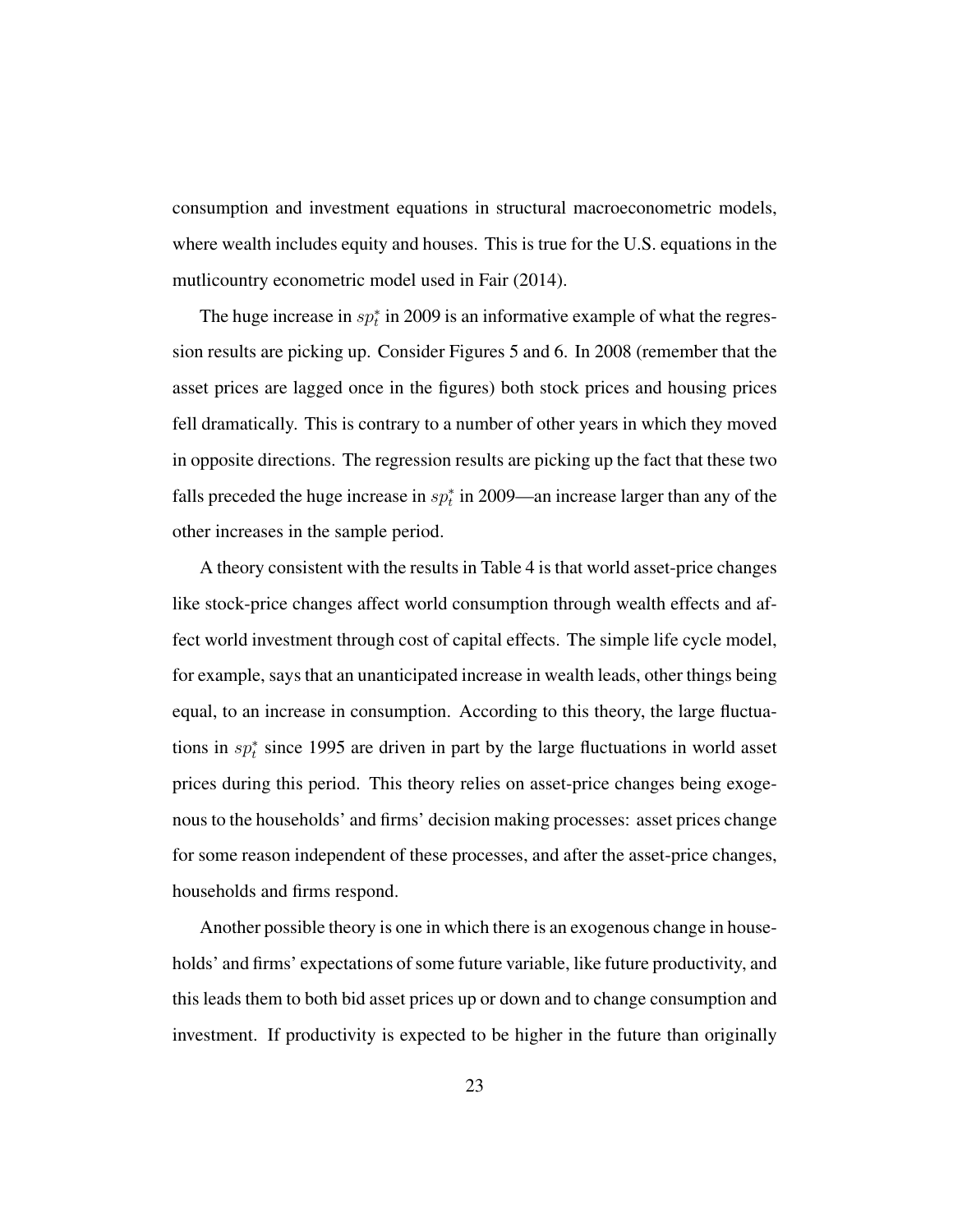consumption and investment equations in structural macroeconometric models, where wealth includes equity and houses. This is true for the U.S. equations in the mutlicountry econometric model used in Fair (2014).

The huge increase in $sp_t^*$ in 2009 is an informative example of what the regression results are picking up. Consider Figures 5 and 6. In 2008 (remember that the asset prices are lagged once in the figures) both stock prices and housing prices fell dramatically. This is contrary to a number of other years in which they moved in opposite directions. The regression results are picking up the fact that these two falls preceded the huge increase in $sp_t^*$ in 2009—an increase larger than any of the other increases in the sample period.

A theory consistent with the results in Table 4 is that world asset-price changes like stock-price changes affect world consumption through wealth effects and affect world investment through cost of capital effects. The simple life cycle model, for example, says that an unanticipated increase in wealth leads, other things being equal, to an increase in consumption. According to this theory, the large fluctuations in $sp_t^*$ since 1995 are driven in part by the large fluctuations in world asset prices during this period. This theory relies on asset-price changes being exogenous to the households' and firms' decision making processes: asset prices change for some reason independent of these processes, and after the asset-price changes, households and firms respond.

Another possible theory is one in which there is an exogenous change in households' and firms' expectations of some future variable, like future productivity, and this leads them to both bid asset prices up or down and to change consumption and investment. If productivity is expected to be higher in the future than originally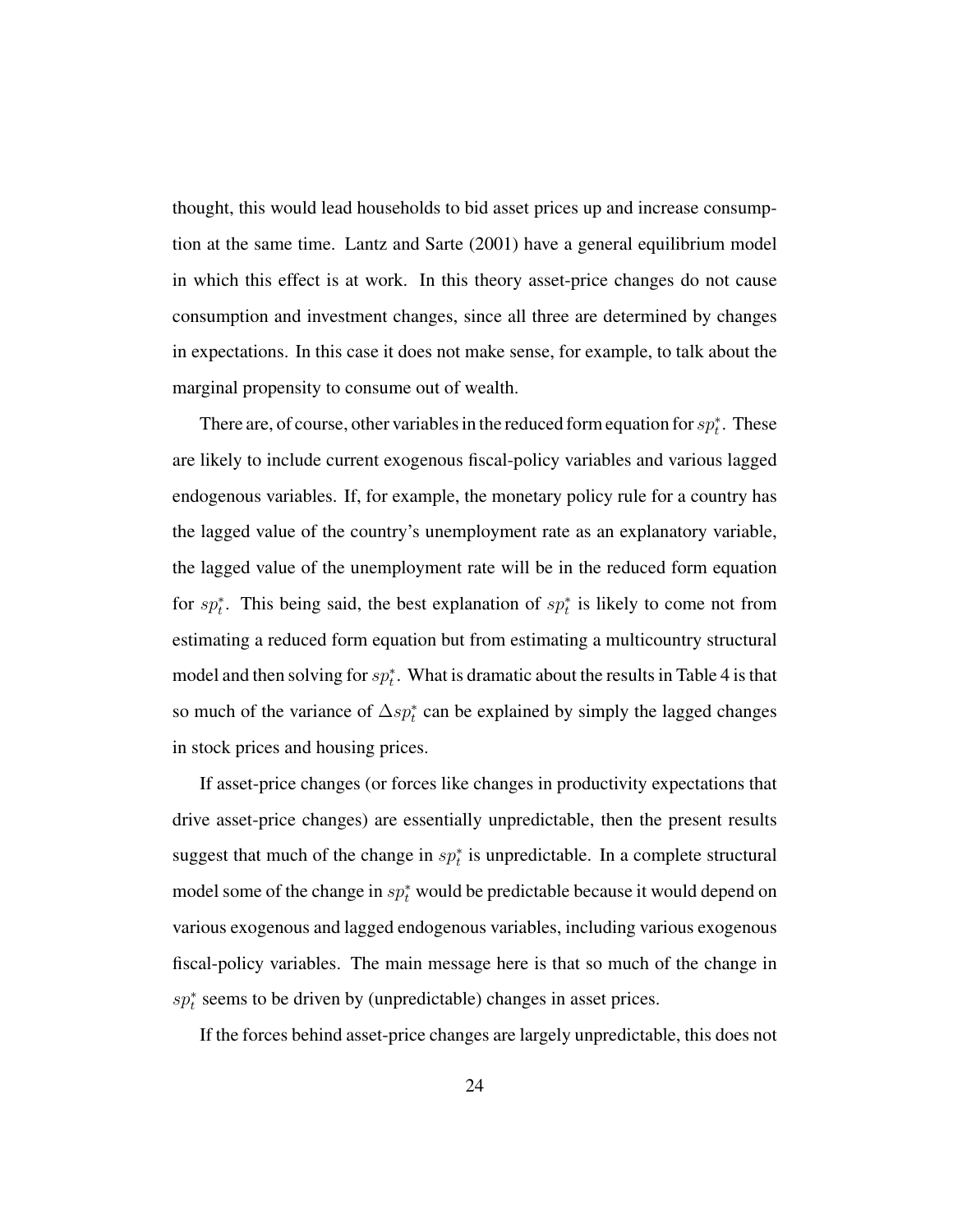thought, this would lead households to bid asset prices up and increase consumption at the same time. Lantz and Sarte (2001) have a general equilibrium model in which this effect is at work. In this theory asset-price changes do not cause consumption and investment changes, since all three are determined by changes in expectations. In this case it does not make sense, for example, to talk about the marginal propensity to consume out of wealth.

There are, of course, other variables in the reduced form equation for $sp_t^*$. These are likely to include current exogenous fiscal-policy variables and various lagged endogenous variables. If, for example, the monetary policy rule for a country has the lagged value of the country's unemployment rate as an explanatory variable, the lagged value of the unemployment rate will be in the reduced form equation for $sp_t^*$. This being said, the best explanation of $sp_t^*$ is likely to come not from estimating a reduced form equation but from estimating a multicountry structural model and then solving for $sp_t^*$. What is dramatic about the results in Table 4 is that so much of the variance of $\Delta sp_t^*$ can be explained by simply the lagged changes in stock prices and housing prices.

If asset-price changes (or forces like changes in productivity expectations that drive asset-price changes) are essentially unpredictable, then the present results suggest that much of the change in $sp_t^*$ is unpredictable. In a complete structural model some of the change in $sp_t^*$ would be predictable because it would depend on various exogenous and lagged endogenous variables, including various exogenous fiscal-policy variables. The main message here is that so much of the change in $sp_t^*$ seems to be driven by (unpredictable) changes in asset prices.

If the forces behind asset-price changes are largely unpredictable, this does not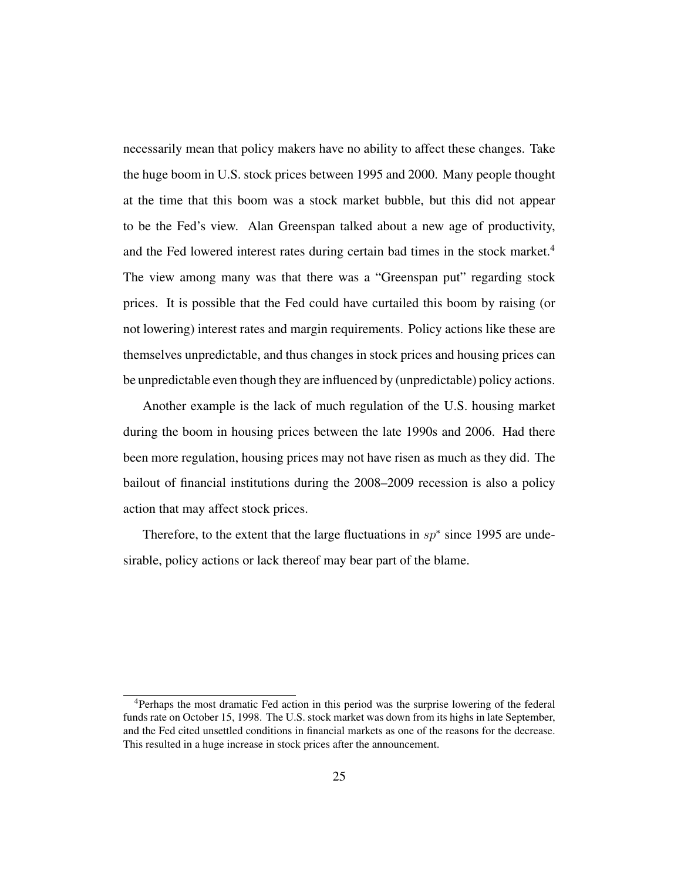necessarily mean that policy makers have no ability to affect these changes. Take the huge boom in U.S. stock prices between 1995 and 2000. Many people thought at the time that this boom was a stock market bubble, but this did not appear to be the Fed's view. Alan Greenspan talked about a new age of productivity, and the Fed lowered interest rates during certain bad times in the stock market.[4] The view among many was that there was a "Greenspan put" regarding stock prices. It is possible that the Fed could have curtailed this boom by raising (or not lowering) interest rates and margin requirements. Policy actions like these are themselves unpredictable, and thus changes in stock prices and housing prices can be unpredictable even though they are influenced by (unpredictable) policy actions.

Another example is the lack of much regulation of the U.S. housing market during the boom in housing prices between the late 1990s and 2006. Had there been more regulation, housing prices may not have risen as much as they did. The bailout of financial institutions during the 2008–2009 recession is also a policy action that may affect stock prices.

Therefore, to the extent that the large fluctuations in $sp^*$ since 1995 are undesirable, policy actions or lack thereof may bear part of the blame.

[4]Perhaps the most dramatic Fed action in this period was the surprise lowering of the federal funds rate on October 15, 1998. The U.S. stock market was down from its highs in late September, and the Fed cited unsettled conditions in financial markets as one of the reasons for the decrease. This resulted in a huge increase in stock prices after the announcement.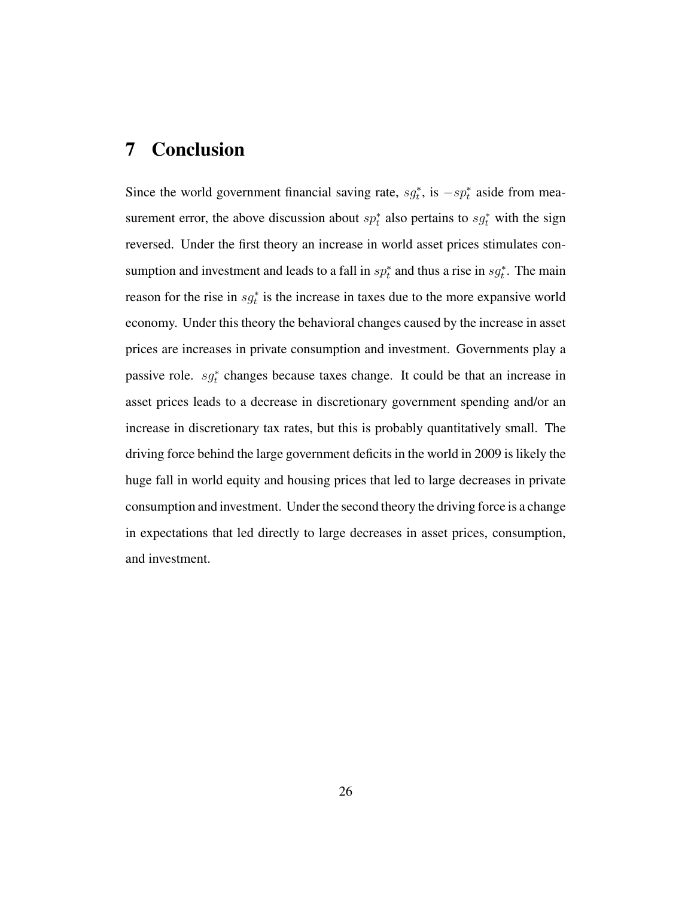## 7 Conclusion

Since the world government financial saving rate, $sg_t^*$, is $-sp_t^*$ aside from measurement error, the above discussion about $sp_t^*$ also pertains to $sg_t^*$ with the sign reversed. Under the first theory an increase in world asset prices stimulates consumption and investment and leads to a fall in $sp_t^*$ and thus a rise in $sg_t^*$. The main reason for the rise in $sg_t^*$ is the increase in taxes due to the more expansive world economy. Under this theory the behavioral changes caused by the increase in asset prices are increases in private consumption and investment. Governments play a passive role. $sg_t^*$ changes because taxes change. It could be that an increase in asset prices leads to a decrease in discretionary government spending and/or an increase in discretionary tax rates, but this is probably quantitatively small. The driving force behind the large government deficits in the world in 2009 is likely the huge fall in world equity and housing prices that led to large decreases in private consumption and investment. Under the second theory the driving force is a change in expectations that led directly to large decreases in asset prices, consumption, and investment.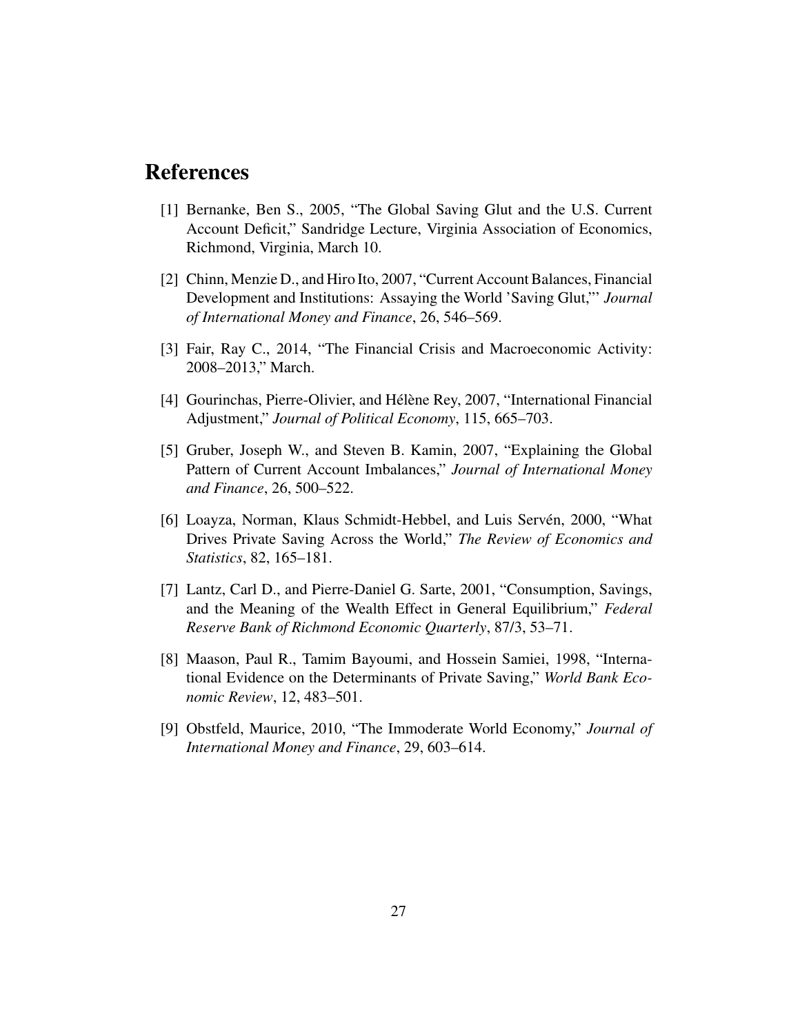## References

[1] Bernanke, Ben S., 2005, "The Global Saving Glut and the U.S. Current Account Deficit," Sandridge Lecture, Virginia Association of Economics, Richmond, Virginia, March 10.

[2] Chinn, Menzie D., and Hiro Ito, 2007, "Current Account Balances, Financial Development and Institutions: Assaying the World 'Saving Glut,"' *Journal of International Money and Finance*, 26, 546–569.

[3] Fair, Ray C., 2014, "The Financial Crisis and Macroeconomic Activity: 2008–2013," March.

[4] Gourinchas, Pierre-Olivier, and Hélène Rey, 2007, "International Financial Adjustment," *Journal of Political Economy*, 115, 665–703.

[5] Gruber, Joseph W., and Steven B. Kamin, 2007, "Explaining the Global Pattern of Current Account Imbalances," *Journal of International Money and Finance*, 26, 500–522.

[6] Loayza, Norman, Klaus Schmidt-Hebbel, and Luis Servén, 2000, "What Drives Private Saving Across the World," *The Review of Economics and Statistics*, 82, 165–181.

[7] Lantz, Carl D., and Pierre-Daniel G. Sarte, 2001, "Consumption, Savings, and the Meaning of the Wealth Effect in General Equilibrium," *Federal Reserve Bank of Richmond Economic Quarterly*, 87/3, 53–71.

[8] Maason, Paul R., Tamim Bayoumi, and Hossein Samiei, 1998, "International Evidence on the Determinants of Private Saving," *World Bank Economic Review*, 12, 483–501.

[9] Obstfeld, Maurice, 2010, "The Immoderate World Economy," *Journal of International Money and Finance*, 29, 603–614.